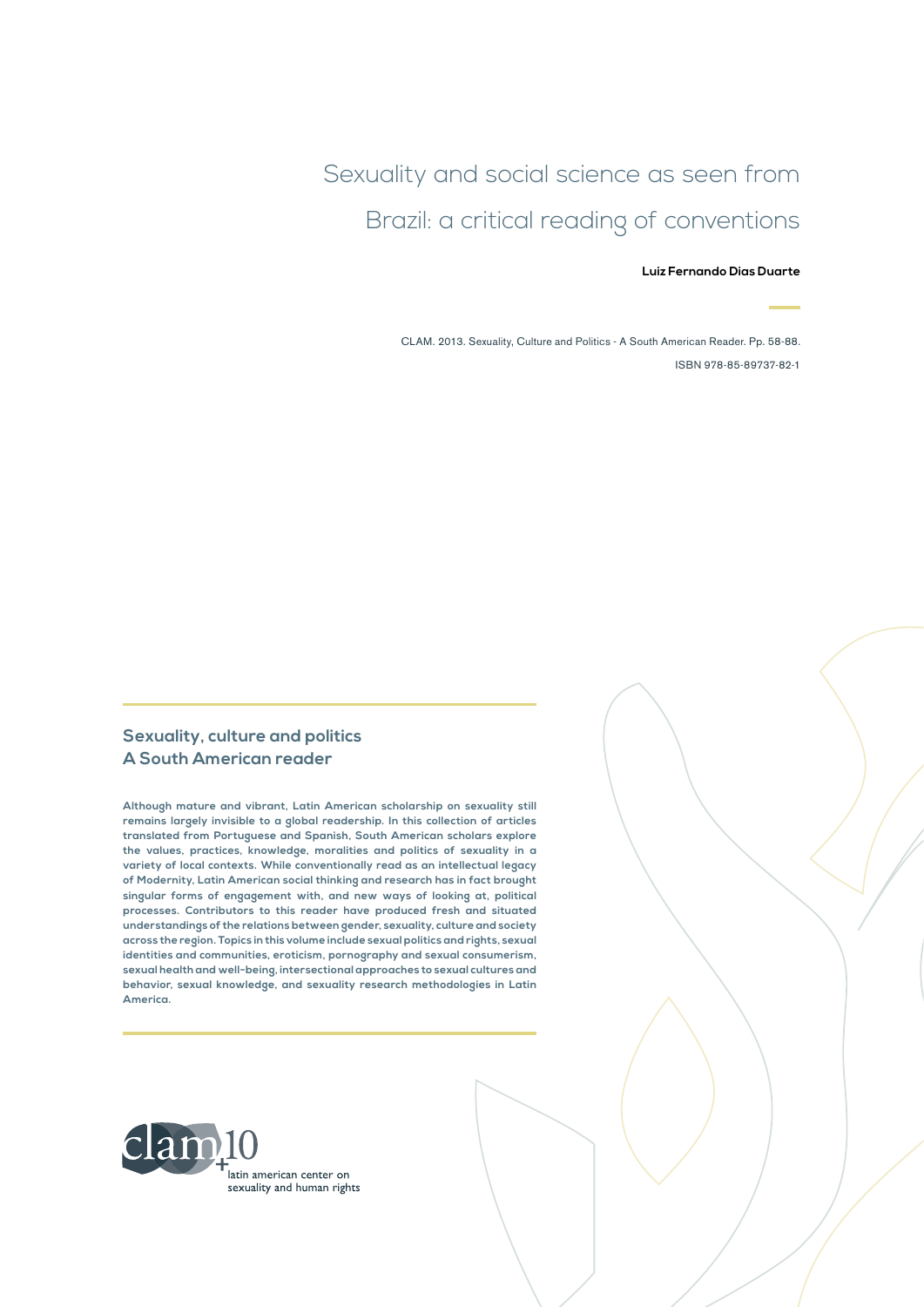# Sexuality and social science as seen from Brazil: a critical reading of conventions

**Luiz Fernando Dias Duarte**

CLAM. 2013. Sexuality, Culture and Politics - A South American Reader. Pp. 58-88.

ISBN 978-85-89737-82-1

## Sexuality, culture and politics
## A South American reader

**Although mature and vibrant, Latin American scholarship on sexuality still remains largely invisible to a global readership. In this collection of articles translated from Portuguese and Spanish, South American scholars explore the values, practices, knowledge, moralities and politics of sexuality in a variety of local contexts. While conventionally read as an intellectual legacy of Modernity, Latin American social thinking and research has in fact brought singular forms of engagement with, and new ways of looking at, political processes. Contributors to this reader have produced fresh and situated understandings of the relations between gender, sexuality, culture and society across the region. Topics in this volume include sexual politics and rights, sexual identities and communities, eroticism, pornography and sexual consumerism, sexual health and well-being, intersectional approaches to sexual cultures and behavior, sexual knowledge, and sexuality research methodologies in Latin America.**

clam+10
latin american center on sexuality and human rights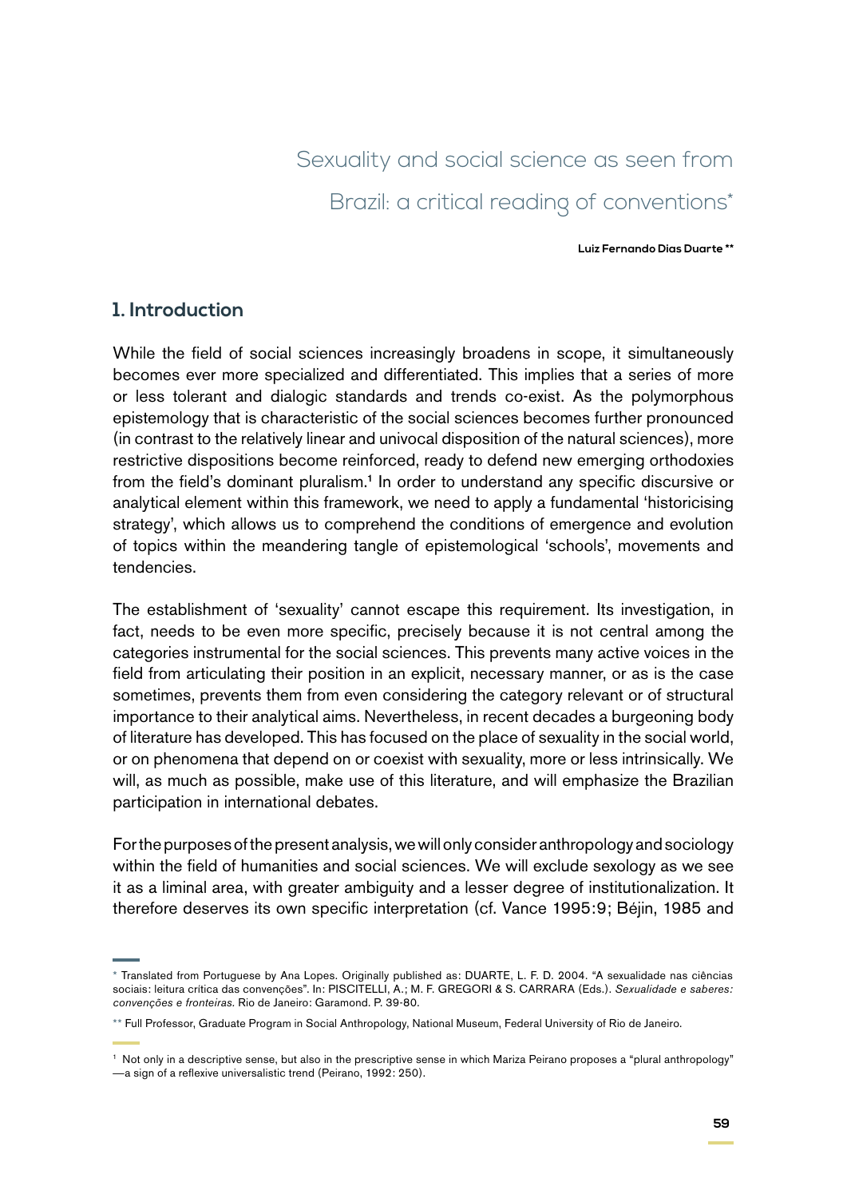# Sexuality and social science as seen from Brazil: a critical reading of conventions*

**Luiz Fernando Dias Duarte ****

## 1. Introduction

While the field of social sciences increasingly broadens in scope, it simultaneously becomes ever more specialized and differentiated. This implies that a series of more or less tolerant and dialogic standards and trends co-exist. As the polymorphous epistemology that is characteristic of the social sciences becomes further pronounced (in contrast to the relatively linear and univocal disposition of the natural sciences), more restrictive dispositions become reinforced, ready to defend new emerging orthodoxies from the field's dominant pluralism.[1] In order to understand any specific discursive or analytical element within this framework, we need to apply a fundamental 'historicising strategy', which allows us to comprehend the conditions of emergence and evolution of topics within the meandering tangle of epistemological 'schools', movements and tendencies.

The establishment of 'sexuality' cannot escape this requirement. Its investigation, in fact, needs to be even more specific, precisely because it is not central among the categories instrumental for the social sciences. This prevents many active voices in the field from articulating their position in an explicit, necessary manner, or as is the case sometimes, prevents them from even considering the category relevant or of structural importance to their analytical aims. Nevertheless, in recent decades a burgeoning body of literature has developed. This has focused on the place of sexuality in the social world, or on phenomena that depend on or coexist with sexuality, more or less intrinsically. We will, as much as possible, make use of this literature, and will emphasize the Brazilian participation in international debates.

For the purposes of the present analysis, we will only consider anthropology and sociology within the field of humanities and social sciences. We will exclude sexology as we see it as a liminal area, with greater ambiguity and a lesser degree of institutionalization. It therefore deserves its own specific interpretation (cf. Vance 1995:9; Béjin, 1985 and

---

* Translated from Portuguese by Ana Lopes. Originally published as: DUARTE, L. F. D. 2004. "A sexualidade nas ciências sociais: leitura crítica das convenções". In: PISCITELLI, A.; M. F. GREGORI & S. CARRARA (Eds.). *Sexualidade e saberes: convenções e fronteiras.* Rio de Janeiro: Garamond. P. 39-80.

** Full Professor, Graduate Program in Social Anthropology, National Museum, Federal University of Rio de Janeiro.

[1] Not only in a descriptive sense, but also in the prescriptive sense in which Mariza Peirano proposes a "plural anthropology" —a sign of a reflexive universalistic trend (Peirano, 1992: 250).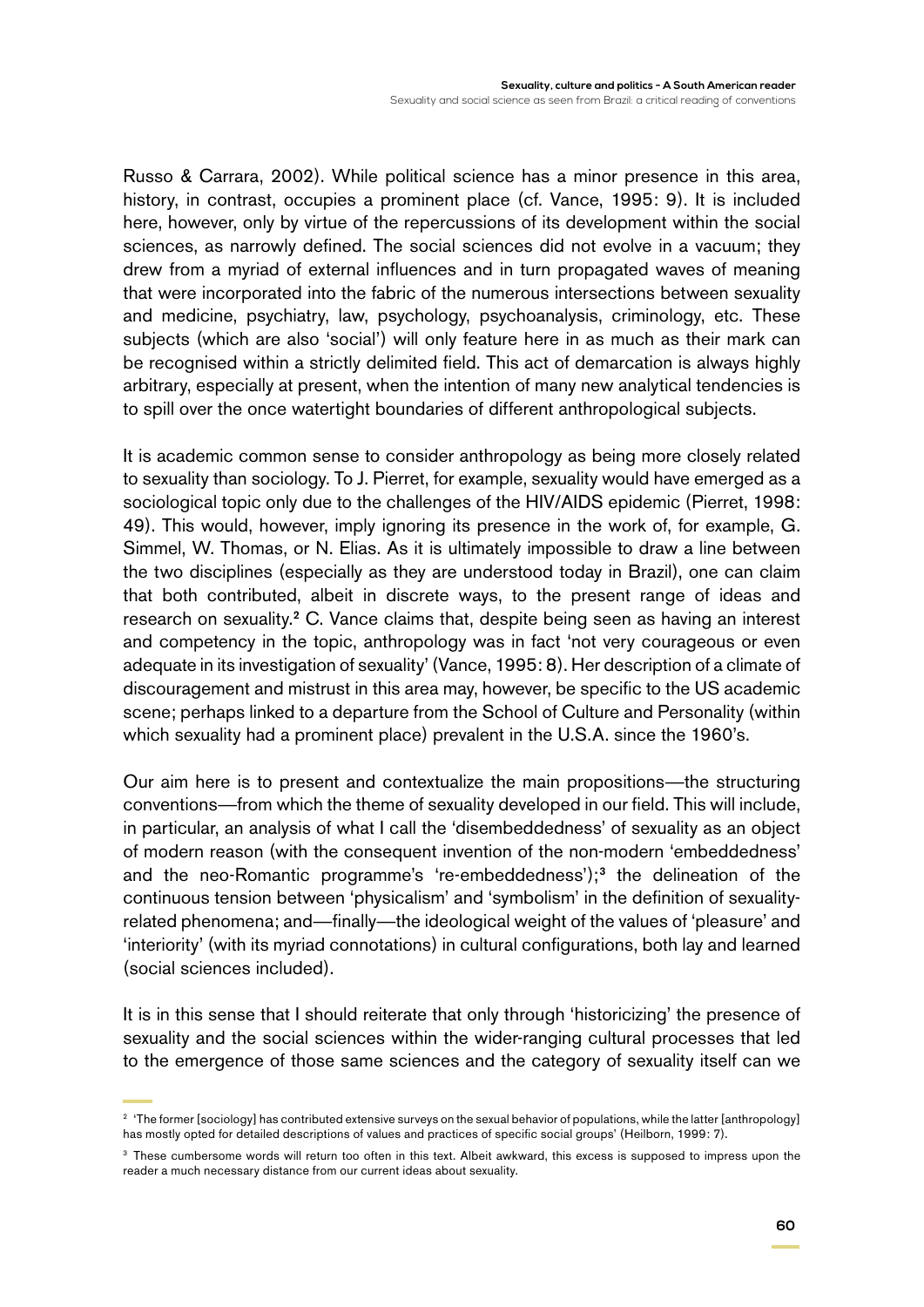Russo & Carrara, 2002). While political science has a minor presence in this area, history, in contrast, occupies a prominent place (cf. Vance, 1995: 9). It is included here, however, only by virtue of the repercussions of its development within the social sciences, as narrowly defined. The social sciences did not evolve in a vacuum; they drew from a myriad of external influences and in turn propagated waves of meaning that were incorporated into the fabric of the numerous intersections between sexuality and medicine, psychiatry, law, psychology, psychoanalysis, criminology, etc. These subjects (which are also 'social') will only feature here in as much as their mark can be recognised within a strictly delimited field. This act of demarcation is always highly arbitrary, especially at present, when the intention of many new analytical tendencies is to spill over the once watertight boundaries of different anthropological subjects.

It is academic common sense to consider anthropology as being more closely related to sexuality than sociology. To J. Pierret, for example, sexuality would have emerged as a sociological topic only due to the challenges of the HIV/AIDS epidemic (Pierret, 1998: 49). This would, however, imply ignoring its presence in the work of, for example, G. Simmel, W. Thomas, or N. Elias. As it is ultimately impossible to draw a line between the two disciplines (especially as they are understood today in Brazil), one can claim that both contributed, albeit in discrete ways, to the present range of ideas and research on sexuality.[2] C. Vance claims that, despite being seen as having an interest and competency in the topic, anthropology was in fact 'not very courageous or even adequate in its investigation of sexuality' (Vance, 1995: 8). Her description of a climate of discouragement and mistrust in this area may, however, be specific to the US academic scene; perhaps linked to a departure from the School of Culture and Personality (within which sexuality had a prominent place) prevalent in the U.S.A. since the 1960's.

Our aim here is to present and contextualize the main propositions—the structuring conventions—from which the theme of sexuality developed in our field. This will include, in particular, an analysis of what I call the 'disembeddedness' of sexuality as an object of modern reason (with the consequent invention of the non-modern 'embeddedness' and the neo-Romantic programme's 're-embeddedness');[3] the delineation of the continuous tension between 'physicalism' and 'symbolism' in the definition of sexuality-related phenomena; and—finally—the ideological weight of the values of 'pleasure' and 'interiority' (with its myriad connotations) in cultural configurations, both lay and learned (social sciences included).

It is in this sense that I should reiterate that only through 'historicizing' the presence of sexuality and the social sciences within the wider-ranging cultural processes that led to the emergence of those same sciences and the category of sexuality itself can we

[2] 'The former [sociology] has contributed extensive surveys on the sexual behavior of populations, while the latter [anthropology] has mostly opted for detailed descriptions of values and practices of specific social groups' (Heilborn, 1999: 7).

[3] These cumbersome words will return too often in this text. Albeit awkward, this excess is supposed to impress upon the reader a much necessary distance from our current ideas about sexuality.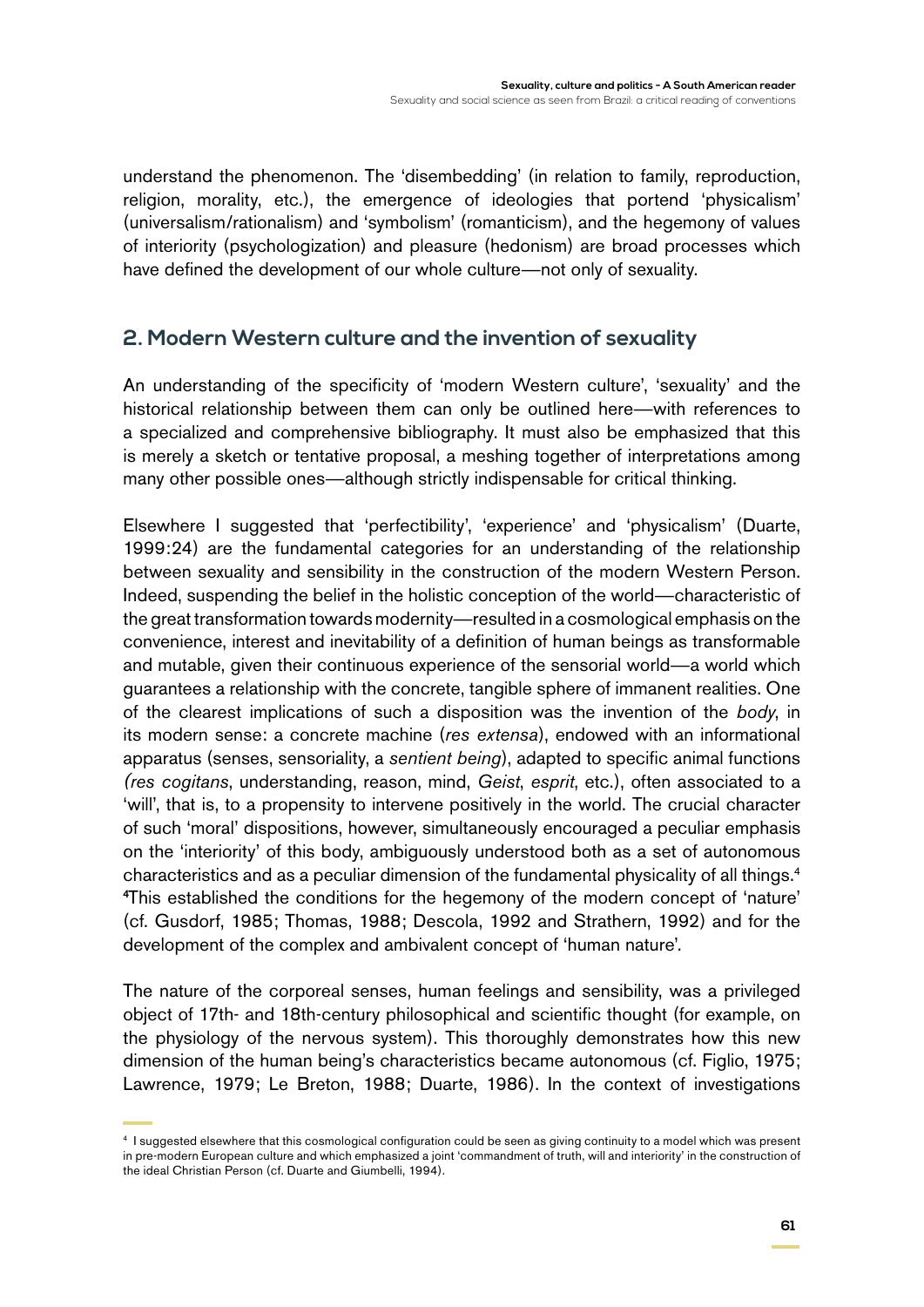understand the phenomenon. The 'disembedding' (in relation to family, reproduction, religion, morality, etc.), the emergence of ideologies that portend 'physicalism' (universalism/rationalism) and 'symbolism' (romanticism), and the hegemony of values of interiority (psychologization) and pleasure (hedonism) are broad processes which have defined the development of our whole culture—not only of sexuality.

## 2. Modern Western culture and the invention of sexuality

An understanding of the specificity of 'modern Western culture', 'sexuality' and the historical relationship between them can only be outlined here—with references to a specialized and comprehensive bibliography. It must also be emphasized that this is merely a sketch or tentative proposal, a meshing together of interpretations among many other possible ones—although strictly indispensable for critical thinking.

Elsewhere I suggested that 'perfectibility', 'experience' and 'physicalism' (Duarte, 1999:24) are the fundamental categories for an understanding of the relationship between sexuality and sensibility in the construction of the modern Western Person. Indeed, suspending the belief in the holistic conception of the world—characteristic of the great transformation towards modernity—resulted in a cosmological emphasis on the convenience, interest and inevitability of a definition of human beings as transformable and mutable, given their continuous experience of the sensorial world—a world which guarantees a relationship with the concrete, tangible sphere of immanent realities. One of the clearest implications of such a disposition was the invention of the *body*, in its modern sense: a concrete machine (*res extensa*), endowed with an informational apparatus (senses, sensoriality, a *sentient being*), adapted to specific animal functions *(res cogitans*, understanding, reason, mind, *Geist*, *esprit*, etc.), often associated to a 'will', that is, to a propensity to intervene positively in the world. The crucial character of such 'moral' dispositions, however, simultaneously encouraged a peculiar emphasis on the 'interiority' of this body, ambiguously understood both as a set of autonomous characteristics and as a peculiar dimension of the fundamental physicality of all things.[4] [4]This established the conditions for the hegemony of the modern concept of 'nature' (cf. Gusdorf, 1985; Thomas, 1988; Descola, 1992 and Strathern, 1992) and for the development of the complex and ambivalent concept of 'human nature'.

The nature of the corporeal senses, human feelings and sensibility, was a privileged object of 17th- and 18th-century philosophical and scientific thought (for example, on the physiology of the nervous system). This thoroughly demonstrates how this new dimension of the human being's characteristics became autonomous (cf. Figlio, 1975; Lawrence, 1979; Le Breton, 1988; Duarte, 1986). In the context of investigations

[4] I suggested elsewhere that this cosmological configuration could be seen as giving continuity to a model which was present in pre-modern European culture and which emphasized a joint 'commandment of truth, will and interiority' in the construction of the ideal Christian Person (cf. Duarte and Giumbelli, 1994).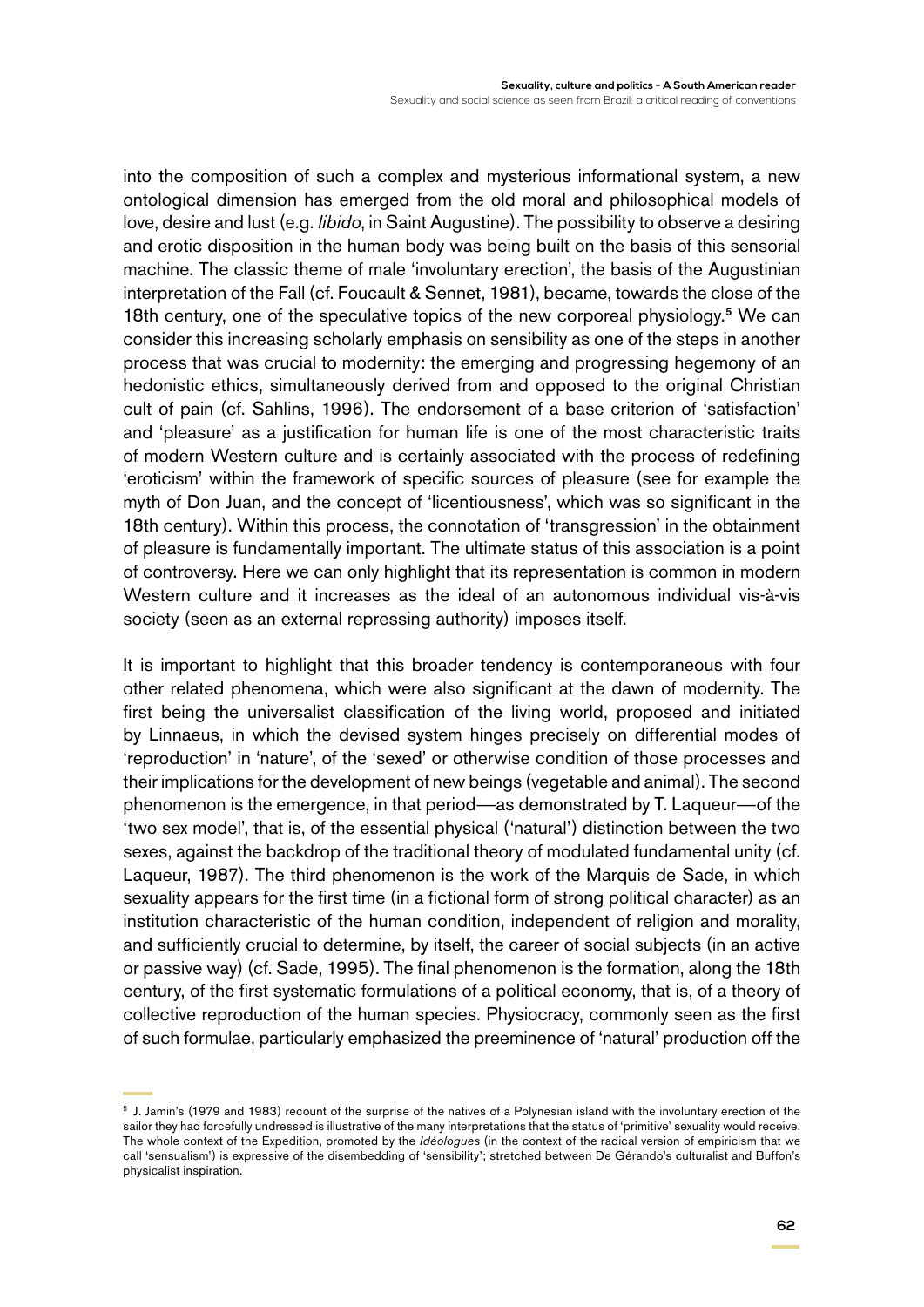into the composition of such a complex and mysterious informational system, a new ontological dimension has emerged from the old moral and philosophical models of love, desire and lust (e.g. *libido*, in Saint Augustine). The possibility to observe a desiring and erotic disposition in the human body was being built on the basis of this sensorial machine. The classic theme of male 'involuntary erection', the basis of the Augustinian interpretation of the Fall (cf. Foucault & Sennet, 1981), became, towards the close of the 18th century, one of the speculative topics of the new corporeal physiology.[5] We can consider this increasing scholarly emphasis on sensibility as one of the steps in another process that was crucial to modernity: the emerging and progressing hegemony of an hedonistic ethics, simultaneously derived from and opposed to the original Christian cult of pain (cf. Sahlins, 1996). The endorsement of a base criterion of 'satisfaction' and 'pleasure' as a justification for human life is one of the most characteristic traits of modern Western culture and is certainly associated with the process of redefining 'eroticism' within the framework of specific sources of pleasure (see for example the myth of Don Juan, and the concept of 'licentiousness', which was so significant in the 18th century). Within this process, the connotation of 'transgression' in the obtainment of pleasure is fundamentally important. The ultimate status of this association is a point of controversy. Here we can only highlight that its representation is common in modern Western culture and it increases as the ideal of an autonomous individual vis-à-vis society (seen as an external repressing authority) imposes itself.

It is important to highlight that this broader tendency is contemporaneous with four other related phenomena, which were also significant at the dawn of modernity. The first being the universalist classification of the living world, proposed and initiated by Linnaeus, in which the devised system hinges precisely on differential modes of 'reproduction' in 'nature', of the 'sexed' or otherwise condition of those processes and their implications for the development of new beings (vegetable and animal). The second phenomenon is the emergence, in that period—as demonstrated by T. Laqueur—of the 'two sex model', that is, of the essential physical ('natural') distinction between the two sexes, against the backdrop of the traditional theory of modulated fundamental unity (cf. Laqueur, 1987). The third phenomenon is the work of the Marquis de Sade, in which sexuality appears for the first time (in a fictional form of strong political character) as an institution characteristic of the human condition, independent of religion and morality, and sufficiently crucial to determine, by itself, the career of social subjects (in an active or passive way) (cf. Sade, 1995). The final phenomenon is the formation, along the 18th century, of the first systematic formulations of a political economy, that is, of a theory of collective reproduction of the human species. Physiocracy, commonly seen as the first of such formulae, particularly emphasized the preeminence of 'natural' production off the

[5] J. Jamin's (1979 and 1983) recount of the surprise of the natives of a Polynesian island with the involuntary erection of the sailor they had forcefully undressed is illustrative of the many interpretations that the status of 'primitive' sexuality would receive. The whole context of the Expedition, promoted by the *Idéologues* (in the context of the radical version of empiricism that we call 'sensualism') is expressive of the disembedding of 'sensibility'; stretched between De Gérando's culturalist and Buffon's physicalist inspiration.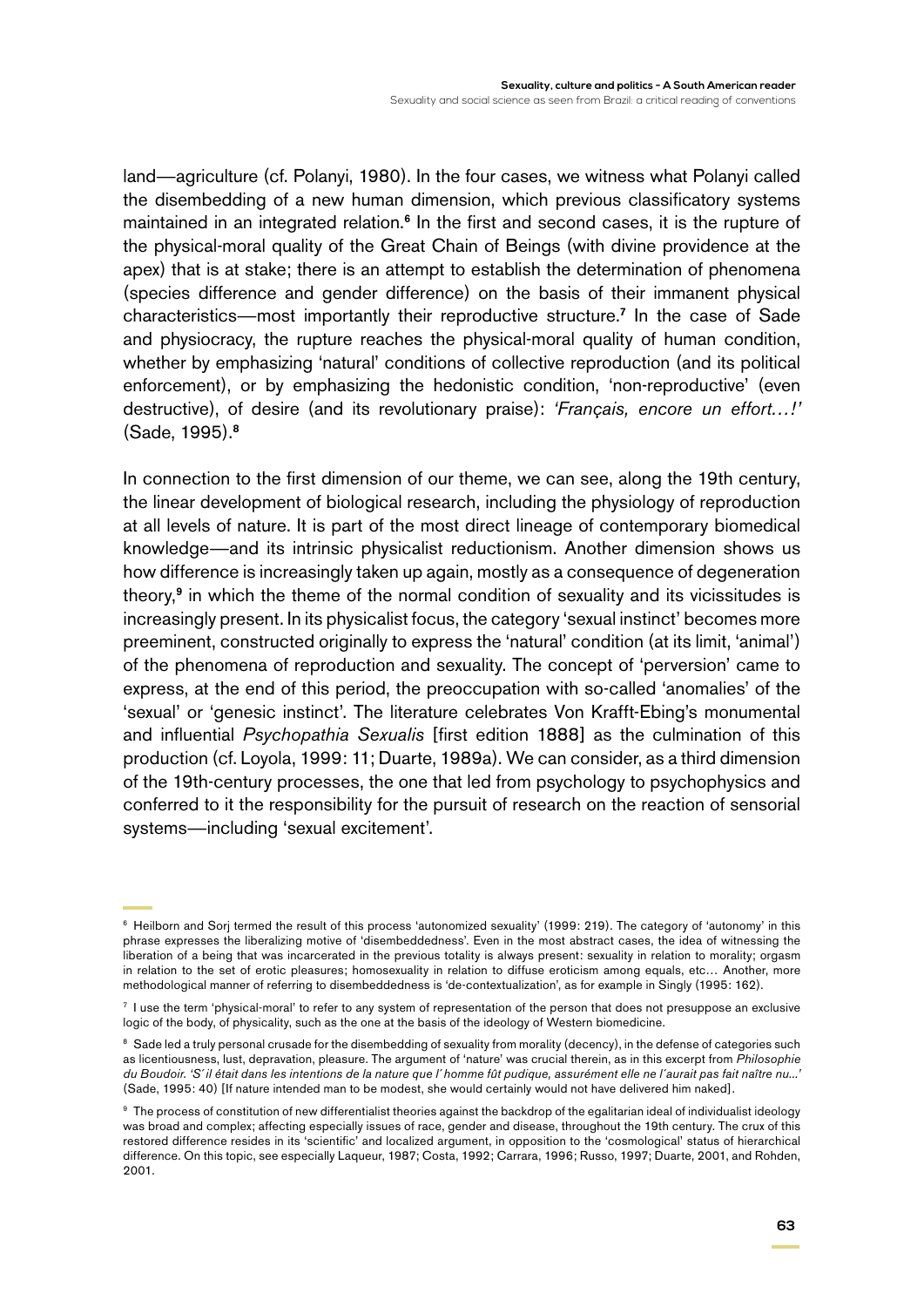land—agriculture (cf. Polanyi, 1980). In the four cases, we witness what Polanyi called the disembedding of a new human dimension, which previous classificatory systems maintained in an integrated relation.[6] In the first and second cases, it is the rupture of the physical-moral quality of the Great Chain of Beings (with divine providence at the apex) that is at stake; there is an attempt to establish the determination of phenomena (species difference and gender difference) on the basis of their immanent physical characteristics—most importantly their reproductive structure.[7] In the case of Sade and physiocracy, the rupture reaches the physical-moral quality of human condition, whether by emphasizing 'natural' conditions of collective reproduction (and its political enforcement), or by emphasizing the hedonistic condition, 'non-reproductive' (even destructive), of desire (and its revolutionary praise): *'Français, encore un effort…!'* (Sade, 1995).[8]

In connection to the first dimension of our theme, we can see, along the 19th century, the linear development of biological research, including the physiology of reproduction at all levels of nature. It is part of the most direct lineage of contemporary biomedical knowledge—and its intrinsic physicalist reductionism. Another dimension shows us how difference is increasingly taken up again, mostly as a consequence of degeneration theory,[9] in which the theme of the normal condition of sexuality and its vicissitudes is increasingly present. In its physicalist focus, the category 'sexual instinct' becomes more preeminent, constructed originally to express the 'natural' condition (at its limit, 'animal') of the phenomena of reproduction and sexuality. The concept of 'perversion' came to express, at the end of this period, the preoccupation with so-called 'anomalies' of the 'sexual' or 'genesic instinct'. The literature celebrates Von Krafft-Ebing's monumental and influential *Psychopathia Sexualis* [first edition 1888] as the culmination of this production (cf. Loyola, 1999: 11; Duarte, 1989a). We can consider, as a third dimension of the 19th-century processes, the one that led from psychology to psychophysics and conferred to it the responsibility for the pursuit of research on the reaction of sensorial systems—including 'sexual excitement'.

---

[6] Heilborn and Sorj termed the result of this process 'autonomized sexuality' (1999: 219). The category of 'autonomy' in this phrase expresses the liberalizing motive of 'disembeddedness'. Even in the most abstract cases, the idea of witnessing the liberation of a being that was incarcerated in the previous totality is always present: sexuality in relation to morality; orgasm in relation to the set of erotic pleasures; homosexuality in relation to diffuse eroticism among equals, etc… Another, more methodological manner of referring to disembeddedness is 'de-contextualization', as for example in Singly (1995: 162).

[7] I use the term 'physical-moral' to refer to any system of representation of the person that does not presuppose an exclusive logic of the body, of physicality, such as the one at the basis of the ideology of Western biomedicine.

[8] Sade led a truly personal crusade for the disembedding of sexuality from morality (decency), in the defense of categories such as licentiousness, lust, depravation, pleasure. The argument of 'nature' was crucial therein, as in this excerpt from *Philosophie du Boudoir. 'S'il était dans les intentions de la nature que l'homme fût pudique, assurément elle ne l'aurait pas fait naître nu...'* (Sade, 1995: 40) [If nature intended man to be modest, she would certainly would not have delivered him naked].

[9] The process of constitution of new differentialist theories against the backdrop of the egalitarian ideal of individualist ideology was broad and complex; affecting especially issues of race, gender and disease, throughout the 19th century. The crux of this restored difference resides in its 'scientific' and localized argument, in opposition to the 'cosmological' status of hierarchical difference. On this topic, see especially Laqueur, 1987; Costa, 1992; Carrara, 1996; Russo, 1997; Duarte, 2001, and Rohden, 2001.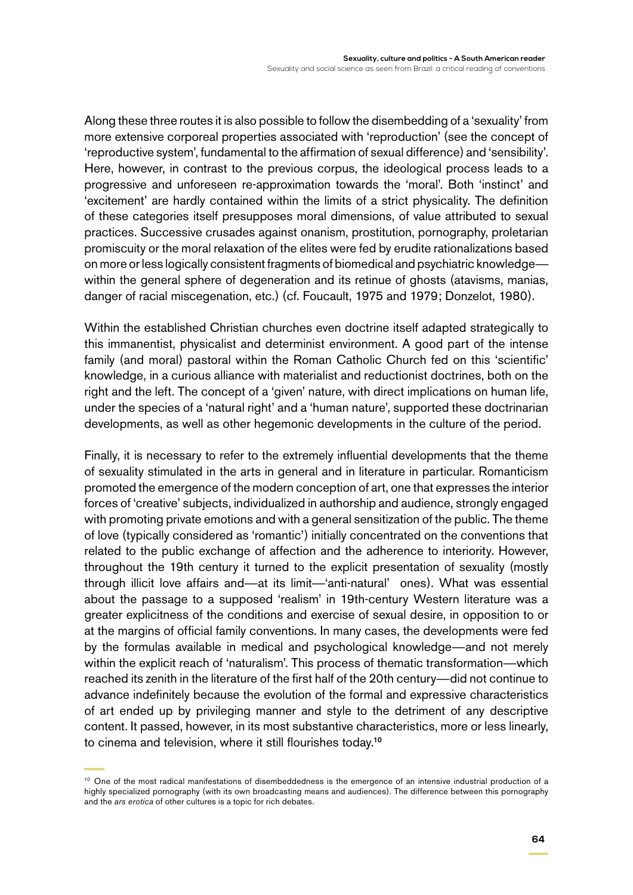Along these three routes it is also possible to follow the disembedding of a 'sexuality' from more extensive corporeal properties associated with 'reproduction' (see the concept of 'reproductive system', fundamental to the affirmation of sexual difference) and 'sensibility'. Here, however, in contrast to the previous corpus, the ideological process leads to a progressive and unforeseen re-approximation towards the 'moral'. Both 'instinct' and 'excitement' are hardly contained within the limits of a strict physicality. The definition of these categories itself presupposes moral dimensions, of value attributed to sexual practices. Successive crusades against onanism, prostitution, pornography, proletarian promiscuity or the moral relaxation of the elites were fed by erudite rationalizations based on more or less logically consistent fragments of biomedical and psychiatric knowledge—within the general sphere of degeneration and its retinue of ghosts (atavisms, manias, danger of racial miscegenation, etc.) (cf. Foucault, 1975 and 1979; Donzelot, 1980).

Within the established Christian churches even doctrine itself adapted strategically to this immanentist, physicalist and determinist environment. A good part of the intense family (and moral) pastoral within the Roman Catholic Church fed on this 'scientific' knowledge, in a curious alliance with materialist and reductionist doctrines, both on the right and the left. The concept of a 'given' nature, with direct implications on human life, under the species of a 'natural right' and a 'human nature', supported these doctrinarian developments, as well as other hegemonic developments in the culture of the period.

Finally, it is necessary to refer to the extremely influential developments that the theme of sexuality stimulated in the arts in general and in literature in particular. Romanticism promoted the emergence of the modern conception of art, one that expresses the interior forces of 'creative' subjects, individualized in authorship and audience, strongly engaged with promoting private emotions and with a general sensitization of the public. The theme of love (typically considered as 'romantic') initially concentrated on the conventions that related to the public exchange of affection and the adherence to interiority. However, throughout the 19th century it turned to the explicit presentation of sexuality (mostly through illicit love affairs and—at its limit—'anti-natural' ones). What was essential about the passage to a supposed 'realism' in 19th-century Western literature was a greater explicitness of the conditions and exercise of sexual desire, in opposition to or at the margins of official family conventions. In many cases, the developments were fed by the formulas available in medical and psychological knowledge—and not merely within the explicit reach of 'naturalism'. This process of thematic transformation—which reached its zenith in the literature of the first half of the 20th century—did not continue to advance indefinitely because the evolution of the formal and expressive characteristics of art ended up by privileging manner and style to the detriment of any descriptive content. It passed, however, in its most substantive characteristics, more or less linearly, to cinema and television, where it still flourishes today.[10]

[10] One of the most radical manifestations of disembeddedness is the emergence of an intensive industrial production of a highly specialized pornography (with its own broadcasting means and audiences). The difference between this pornography and the *ars erotica* of other cultures is a topic for rich debates.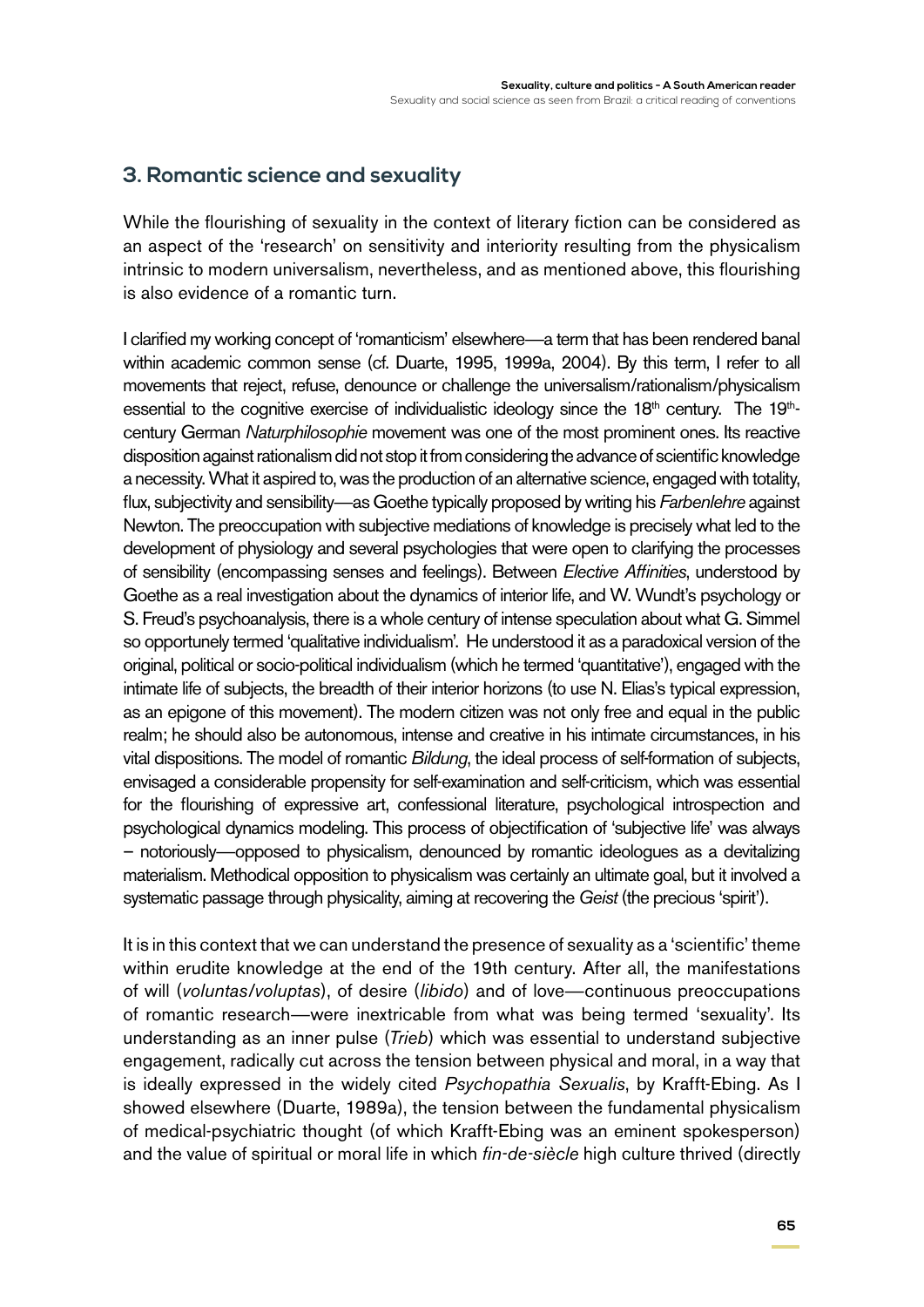## 3. Romantic science and sexuality

While the flourishing of sexuality in the context of literary fiction can be considered as an aspect of the 'research' on sensitivity and interiority resulting from the physicalism intrinsic to modern universalism, nevertheless, and as mentioned above, this flourishing is also evidence of a romantic turn.

I clarified my working concept of 'romanticism' elsewhere—a term that has been rendered banal within academic common sense (cf. Duarte, 1995, 1999a, 2004). By this term, I refer to all movements that reject, refuse, denounce or challenge the universalism/rationalism/physicalism essential to the cognitive exercise of individualistic ideology since the 18th century. The 19th-century German *Naturphilosophie* movement was one of the most prominent ones. Its reactive disposition against rationalism did not stop it from considering the advance of scientific knowledge a necessity. What it aspired to, was the production of an alternative science, engaged with totality, flux, subjectivity and sensibility—as Goethe typically proposed by writing his *Farbenlehre* against Newton. The preoccupation with subjective mediations of knowledge is precisely what led to the development of physiology and several psychologies that were open to clarifying the processes of sensibility (encompassing senses and feelings). Between *Elective Affinities*, understood by Goethe as a real investigation about the dynamics of interior life, and W. Wundt's psychology or S. Freud's psychoanalysis, there is a whole century of intense speculation about what G. Simmel so opportunely termed 'qualitative individualism'. He understood it as a paradoxical version of the original, political or socio-political individualism (which he termed 'quantitative'), engaged with the intimate life of subjects, the breadth of their interior horizons (to use N. Elias's typical expression, as an epigone of this movement). The modern citizen was not only free and equal in the public realm; he should also be autonomous, intense and creative in his intimate circumstances, in his vital dispositions. The model of romantic *Bildung*, the ideal process of self-formation of subjects, envisaged a considerable propensity for self-examination and self-criticism, which was essential for the flourishing of expressive art, confessional literature, psychological introspection and psychological dynamics modeling. This process of objectification of 'subjective life' was always – notoriously—opposed to physicalism, denounced by romantic ideologues as a devitalizing materialism. Methodical opposition to physicalism was certainly an ultimate goal, but it involved a systematic passage through physicality, aiming at recovering the *Geist* (the precious 'spirit').

It is in this context that we can understand the presence of sexuality as a 'scientific' theme within erudite knowledge at the end of the 19th century. After all, the manifestations of will (*voluntas/voluptas*), of desire (*libido*) and of love—continuous preoccupations of romantic research—were inextricable from what was being termed 'sexuality'. Its understanding as an inner pulse (*Trieb*) which was essential to understand subjective engagement, radically cut across the tension between physical and moral, in a way that is ideally expressed in the widely cited *Psychopathia Sexualis*, by Krafft-Ebing. As I showed elsewhere (Duarte, 1989a), the tension between the fundamental physicalism of medical-psychiatric thought (of which Krafft-Ebing was an eminent spokesperson) and the value of spiritual or moral life in which *fin-de-siècle* high culture thrived (directly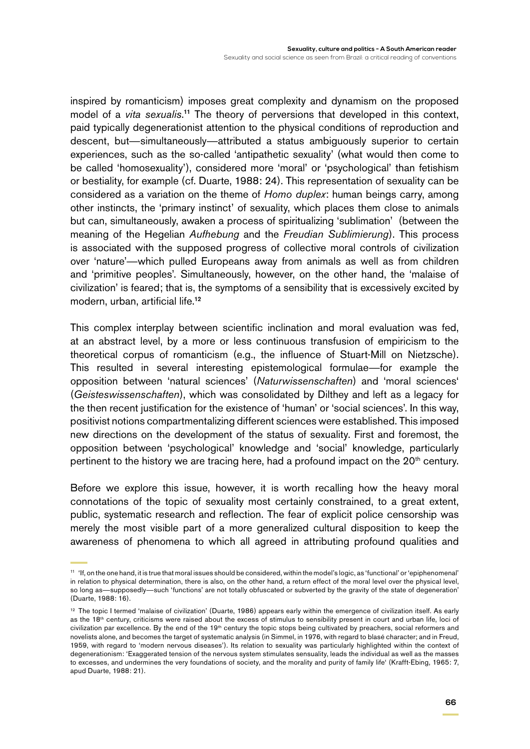inspired by romanticism) imposes great complexity and dynamism on the proposed model of a *vita sexualis*.[11] The theory of perversions that developed in this context, paid typically degenerationist attention to the physical conditions of reproduction and descent, but—simultaneously—attributed a status ambiguously superior to certain experiences, such as the so-called 'antipathetic sexuality' (what would then come to be called 'homosexuality'), considered more 'moral' or 'psychological' than fetishism or bestiality, for example (cf. Duarte, 1988: 24). This representation of sexuality can be considered as a variation on the theme of *Homo duplex*: human beings carry, among other instincts, the 'primary instinct' of sexuality, which places them close to animals but can, simultaneously, awaken a process of spiritualizing 'sublimation' (between the meaning of the Hegelian *Aufhebung* and the *Freudian Sublimierung*). This process is associated with the supposed progress of collective moral controls of civilization over 'nature'—which pulled Europeans away from animals as well as from children and 'primitive peoples'. Simultaneously, however, on the other hand, the 'malaise of civilization' is feared; that is, the symptoms of a sensibility that is excessively excited by modern, urban, artificial life.[12]

This complex interplay between scientific inclination and moral evaluation was fed, at an abstract level, by a more or less continuous transfusion of empiricism to the theoretical corpus of romanticism (e.g., the influence of Stuart-Mill on Nietzsche). This resulted in several interesting epistemological formulae—for example the opposition between 'natural sciences' (*Naturwissenschaften*) and 'moral sciences' (*Geisteswissenschaften*), which was consolidated by Dilthey and left as a legacy for the then recent justification for the existence of 'human' or 'social sciences'. In this way, positivist notions compartmentalizing different sciences were established. This imposed new directions on the development of the status of sexuality. First and foremost, the opposition between 'psychological' knowledge and 'social' knowledge, particularly pertinent to the history we are tracing here, had a profound impact on the 20th century.

Before we explore this issue, however, it is worth recalling how the heavy moral connotations of the topic of sexuality most certainly constrained, to a great extent, public, systematic research and reflection. The fear of explicit police censorship was merely the most visible part of a more generalized cultural disposition to keep the awareness of phenomena to which all agreed in attributing profound qualities and

---

[11] 'If, on the one hand, it is true that moral issues should be considered, within the model's logic, as 'functional' or 'epiphenomenal' in relation to physical determination, there is also, on the other hand, a return effect of the moral level over the physical level, so long as—supposedly—such 'functions' are not totally obfuscated or subverted by the gravity of the state of degeneration' (Duarte, 1988: 16).

[12] The topic I termed 'malaise of civilization' (Duarte, 1986) appears early within the emergence of civilization itself. As early as the 18th century, criticisms were raised about the excess of stimulus to sensibility present in court and urban life, loci of civilization par excellence. By the end of the 19th century the topic stops being cultivated by preachers, social reformers and novelists alone, and becomes the target of systematic analysis (in Simmel, in 1976, with regard to blasé character; and in Freud, 1959, with regard to 'modern nervous diseases'). Its relation to sexuality was particularly highlighted within the context of degenerationism: 'Exaggerated tension of the nervous system stimulates sensuality, leads the individual as well as the masses to excesses, and undermines the very foundations of society, and the morality and purity of family life' (Krafft-Ebing, 1965: 7, apud Duarte, 1988: 21).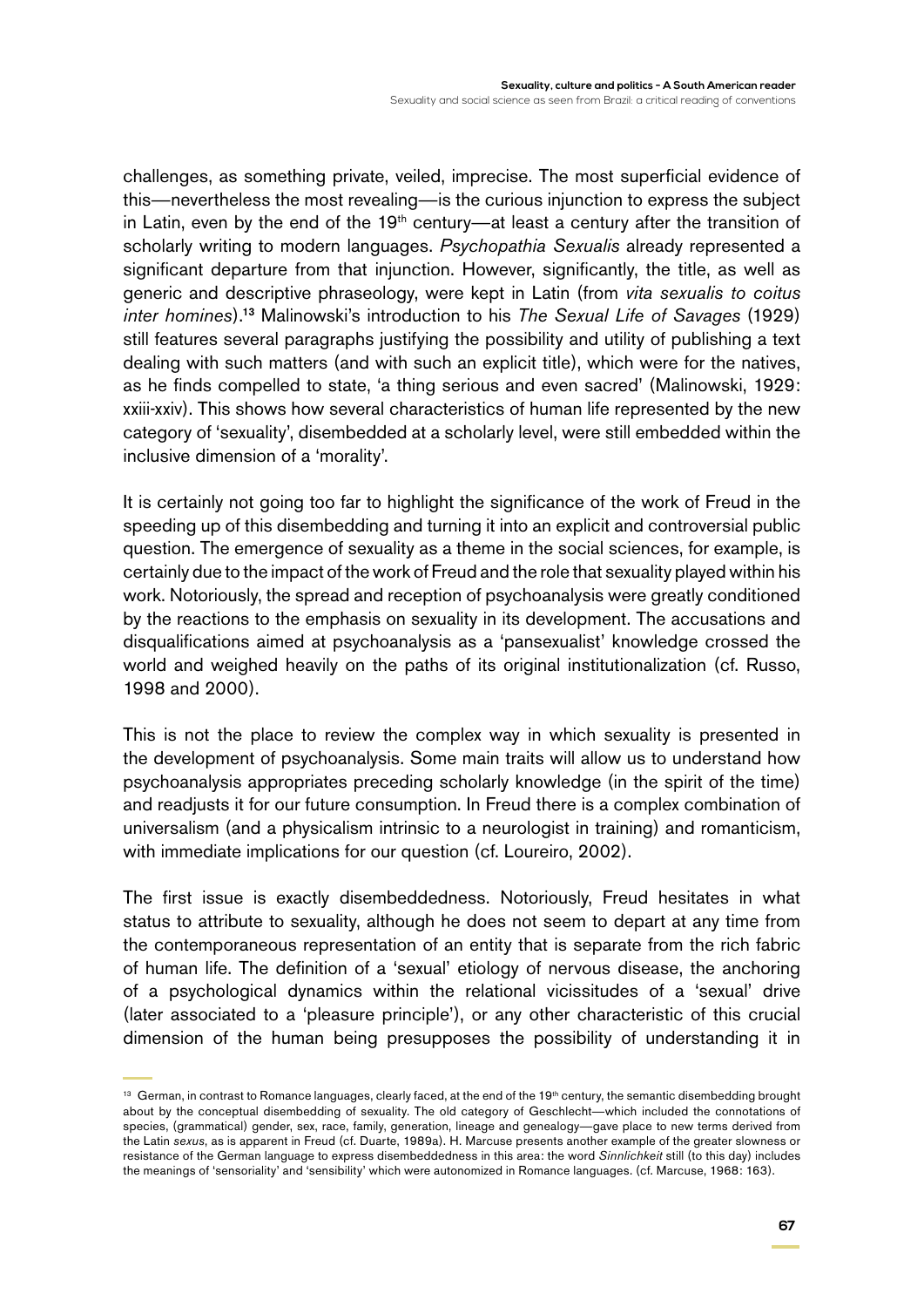challenges, as something private, veiled, imprecise. The most superficial evidence of this—nevertheless the most revealing—is the curious injunction to express the subject in Latin, even by the end of the 19th century—at least a century after the transition of scholarly writing to modern languages. *Psychopathia Sexualis* already represented a significant departure from that injunction. However, significantly, the title, as well as generic and descriptive phraseology, were kept in Latin (from *vita sexualis to coitus inter homines*).[13] Malinowski's introduction to his *The Sexual Life of Savages* (1929) still features several paragraphs justifying the possibility and utility of publishing a text dealing with such matters (and with such an explicit title), which were for the natives, as he finds compelled to state, 'a thing serious and even sacred' (Malinowski, 1929: xxiii-xxiv). This shows how several characteristics of human life represented by the new category of 'sexuality', disembedded at a scholarly level, were still embedded within the inclusive dimension of a 'morality'.

It is certainly not going too far to highlight the significance of the work of Freud in the speeding up of this disembedding and turning it into an explicit and controversial public question. The emergence of sexuality as a theme in the social sciences, for example, is certainly due to the impact of the work of Freud and the role that sexuality played within his work. Notoriously, the spread and reception of psychoanalysis were greatly conditioned by the reactions to the emphasis on sexuality in its development. The accusations and disqualifications aimed at psychoanalysis as a 'pansexualist' knowledge crossed the world and weighed heavily on the paths of its original institutionalization (cf. Russo, 1998 and 2000).

This is not the place to review the complex way in which sexuality is presented in the development of psychoanalysis. Some main traits will allow us to understand how psychoanalysis appropriates preceding scholarly knowledge (in the spirit of the time) and readjusts it for our future consumption. In Freud there is a complex combination of universalism (and a physicalism intrinsic to a neurologist in training) and romanticism, with immediate implications for our question (cf. Loureiro, 2002).

The first issue is exactly disembeddedness. Notoriously, Freud hesitates in what status to attribute to sexuality, although he does not seem to depart at any time from the contemporaneous representation of an entity that is separate from the rich fabric of human life. The definition of a 'sexual' etiology of nervous disease, the anchoring of a psychological dynamics within the relational vicissitudes of a 'sexual' drive (later associated to a 'pleasure principle'), or any other characteristic of this crucial dimension of the human being presupposes the possibility of understanding it in

---

[13] German, in contrast to Romance languages, clearly faced, at the end of the 19th century, the semantic disembedding brought about by the conceptual disembedding of sexuality. The old category of Geschlecht—which included the connotations of species, (grammatical) gender, sex, race, family, generation, lineage and genealogy—gave place to new terms derived from the Latin *sexus*, as is apparent in Freud (cf. Duarte, 1989a). H. Marcuse presents another example of the greater slowness or resistance of the German language to express disembeddedness in this area: the word *Sinnlichkeit* still (to this day) includes the meanings of 'sensoriality' and 'sensibility' which were autonomized in Romance languages. (cf. Marcuse, 1968: 163).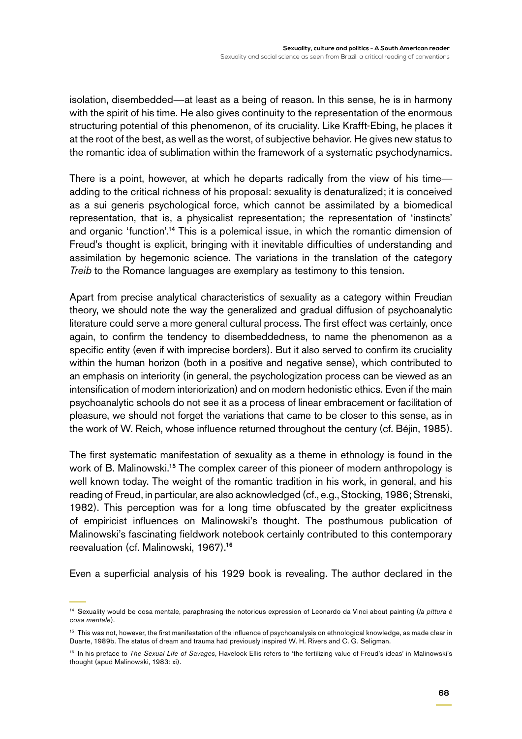isolation, disembedded—at least as a being of reason. In this sense, he is in harmony with the spirit of his time. He also gives continuity to the representation of the enormous structuring potential of this phenomenon, of its cruciality. Like Krafft-Ebing, he places it at the root of the best, as well as the worst, of subjective behavior. He gives new status to the romantic idea of sublimation within the framework of a systematic psychodynamics.

There is a point, however, at which he departs radically from the view of his time—adding to the critical richness of his proposal: sexuality is denaturalized; it is conceived as a sui generis psychological force, which cannot be assimilated by a biomedical representation, that is, a physicalist representation; the representation of 'instincts' and organic 'function'.[14] This is a polemical issue, in which the romantic dimension of Freud's thought is explicit, bringing with it inevitable difficulties of understanding and assimilation by hegemonic science. The variations in the translation of the category *Treib* to the Romance languages are exemplary as testimony to this tension.

Apart from precise analytical characteristics of sexuality as a category within Freudian theory, we should note the way the generalized and gradual diffusion of psychoanalytic literature could serve a more general cultural process. The first effect was certainly, once again, to confirm the tendency to disembeddedness, to name the phenomenon as a specific entity (even if with imprecise borders). But it also served to confirm its cruciality within the human horizon (both in a positive and negative sense), which contributed to an emphasis on interiority (in general, the psychologization process can be viewed as an intensification of modern interiorization) and on modern hedonistic ethics. Even if the main psychoanalytic schools do not see it as a process of linear embracement or facilitation of pleasure, we should not forget the variations that came to be closer to this sense, as in the work of W. Reich, whose influence returned throughout the century (cf. Béjin, 1985).

The first systematic manifestation of sexuality as a theme in ethnology is found in the work of B. Malinowski.[15] The complex career of this pioneer of modern anthropology is well known today. The weight of the romantic tradition in his work, in general, and his reading of Freud, in particular, are also acknowledged (cf., e.g., Stocking, 1986; Strenski, 1982). This perception was for a long time obfuscated by the greater explicitness of empiricist influences on Malinowski's thought. The posthumous publication of Malinowski's fascinating fieldwork notebook certainly contributed to this contemporary reevaluation (cf. Malinowski, 1967).[16]

Even a superficial analysis of his 1929 book is revealing. The author declared in the

---

[14] Sexuality would be cosa mentale, paraphrasing the notorious expression of Leonardo da Vinci about painting (*la pittura è cosa mentale*).

[15] This was not, however, the first manifestation of the influence of psychoanalysis on ethnological knowledge, as made clear in Duarte, 1989b. The status of dream and trauma had previously inspired W. H. Rivers and C. G. Seligman.

[16] In his preface to *The Sexual Life of Savages*, Havelock Ellis refers to 'the fertilizing value of Freud's ideas' in Malinowski's thought (apud Malinowski, 1983: xi).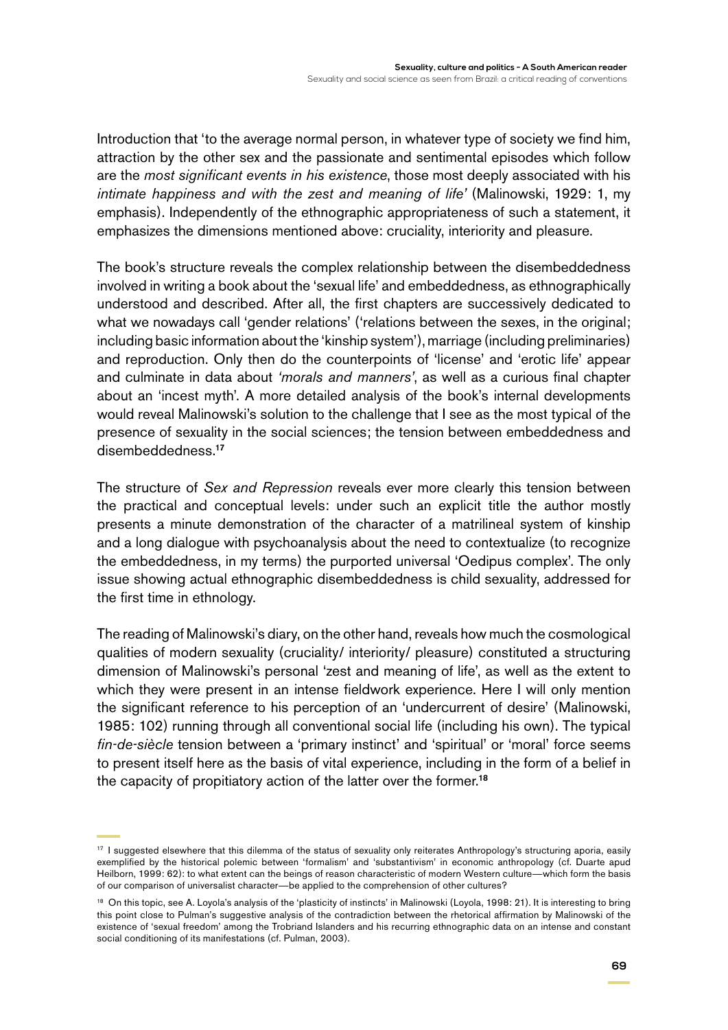Introduction that 'to the average normal person, in whatever type of society we find him, attraction by the other sex and the passionate and sentimental episodes which follow are the *most significant events in his existence*, those most deeply associated with his *intimate happiness and with the zest and meaning of life'* (Malinowski, 1929: 1, my emphasis). Independently of the ethnographic appropriateness of such a statement, it emphasizes the dimensions mentioned above: cruciality, interiority and pleasure.

The book's structure reveals the complex relationship between the disembeddedness involved in writing a book about the 'sexual life' and embeddedness, as ethnographically understood and described. After all, the first chapters are successively dedicated to what we nowadays call 'gender relations' ('relations between the sexes, in the original; including basic information about the 'kinship system'), marriage (including preliminaries) and reproduction. Only then do the counterpoints of 'license' and 'erotic life' appear and culminate in data about *'morals and manners'*, as well as a curious final chapter about an 'incest myth'. A more detailed analysis of the book's internal developments would reveal Malinowski's solution to the challenge that I see as the most typical of the presence of sexuality in the social sciences; the tension between embeddedness and disembeddedness.[17]

The structure of *Sex and Repression* reveals ever more clearly this tension between the practical and conceptual levels: under such an explicit title the author mostly presents a minute demonstration of the character of a matrilineal system of kinship and a long dialogue with psychoanalysis about the need to contextualize (to recognize the embeddedness, in my terms) the purported universal 'Oedipus complex'. The only issue showing actual ethnographic disembeddedness is child sexuality, addressed for the first time in ethnology.

The reading of Malinowski's diary, on the other hand, reveals how much the cosmological qualities of modern sexuality (cruciality/ interiority/ pleasure) constituted a structuring dimension of Malinowski's personal 'zest and meaning of life', as well as the extent to which they were present in an intense fieldwork experience. Here I will only mention the significant reference to his perception of an 'undercurrent of desire' (Malinowski, 1985: 102) running through all conventional social life (including his own). The typical *fin-de-siècle* tension between a 'primary instinct' and 'spiritual' or 'moral' force seems to present itself here as the basis of vital experience, including in the form of a belief in the capacity of propitiatory action of the latter over the former.[18]

---

[17] I suggested elsewhere that this dilemma of the status of sexuality only reiterates Anthropology's structuring aporia, easily exemplified by the historical polemic between 'formalism' and 'substantivism' in economic anthropology (cf. Duarte apud Heilborn, 1999: 62): to what extent can the beings of reason characteristic of modern Western culture—which form the basis of our comparison of universalist character—be applied to the comprehension of other cultures?

[18] On this topic, see A. Loyola's analysis of the 'plasticity of instincts' in Malinowski (Loyola, 1998: 21). It is interesting to bring this point close to Pulman's suggestive analysis of the contradiction between the rhetorical affirmation by Malinowski of the existence of 'sexual freedom' among the Trobriand Islanders and his recurring ethnographic data on an intense and constant social conditioning of its manifestations (cf. Pulman, 2003).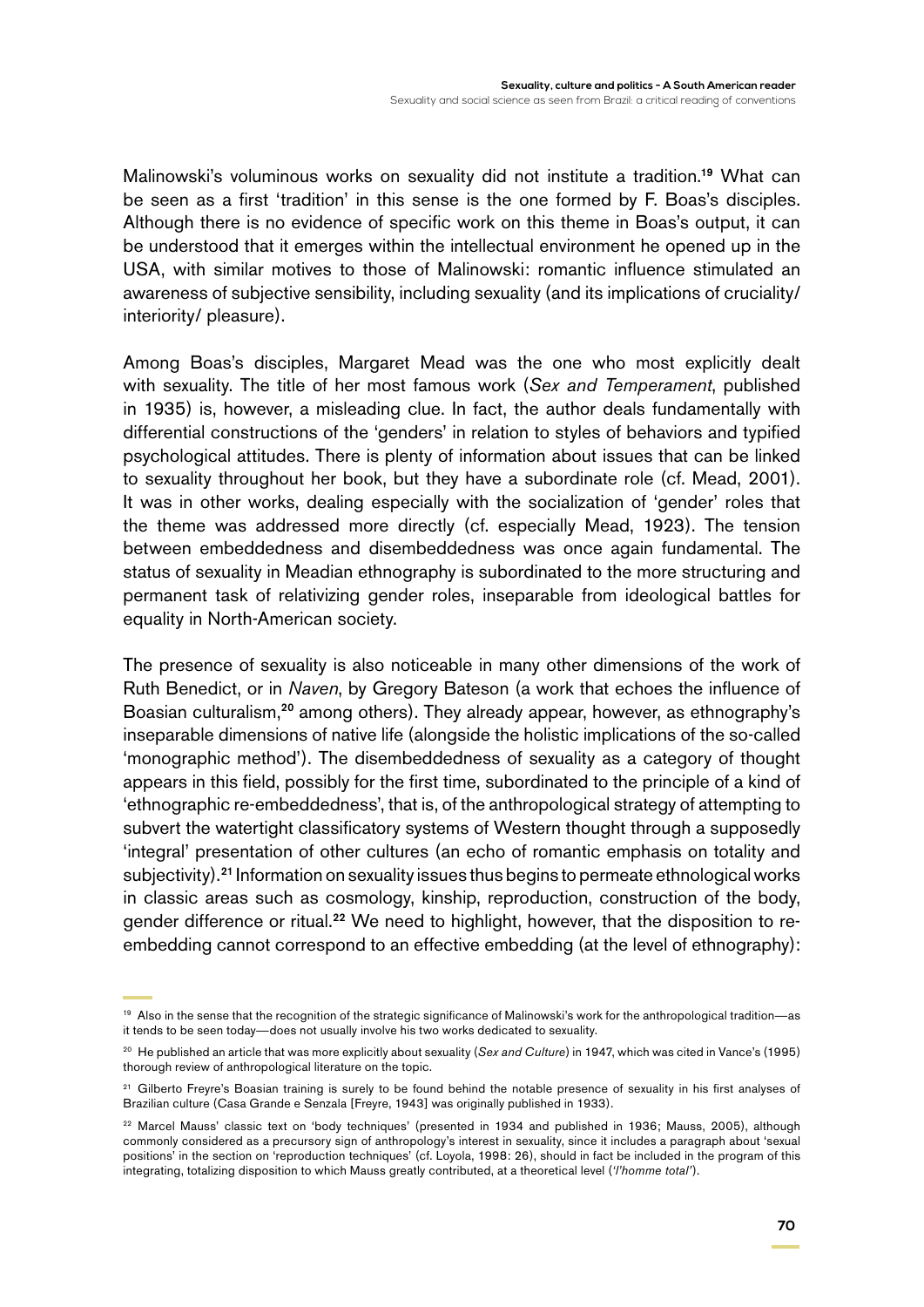Malinowski's voluminous works on sexuality did not institute a tradition.[19] What can be seen as a first 'tradition' in this sense is the one formed by F. Boas's disciples. Although there is no evidence of specific work on this theme in Boas's output, it can be understood that it emerges within the intellectual environment he opened up in the USA, with similar motives to those of Malinowski: romantic influence stimulated an awareness of subjective sensibility, including sexuality (and its implications of cruciality/ interiority/ pleasure).

Among Boas's disciples, Margaret Mead was the one who most explicitly dealt with sexuality. The title of her most famous work (*Sex and Temperament*, published in 1935) is, however, a misleading clue. In fact, the author deals fundamentally with differential constructions of the 'genders' in relation to styles of behaviors and typified psychological attitudes. There is plenty of information about issues that can be linked to sexuality throughout her book, but they have a subordinate role (cf. Mead, 2001). It was in other works, dealing especially with the socialization of 'gender' roles that the theme was addressed more directly (cf. especially Mead, 1923). The tension between embeddedness and disembeddedness was once again fundamental. The status of sexuality in Meadian ethnography is subordinated to the more structuring and permanent task of relativizing gender roles, inseparable from ideological battles for equality in North-American society.

The presence of sexuality is also noticeable in many other dimensions of the work of Ruth Benedict, or in *Naven*, by Gregory Bateson (a work that echoes the influence of Boasian culturalism,[20] among others). They already appear, however, as ethnography's inseparable dimensions of native life (alongside the holistic implications of the so-called 'monographic method'). The disembeddedness of sexuality as a category of thought appears in this field, possibly for the first time, subordinated to the principle of a kind of 'ethnographic re-embeddedness', that is, of the anthropological strategy of attempting to subvert the watertight classificatory systems of Western thought through a supposedly 'integral' presentation of other cultures (an echo of romantic emphasis on totality and subjectivity).[21] Information on sexuality issues thus begins to permeate ethnological works in classic areas such as cosmology, kinship, reproduction, construction of the body, gender difference or ritual.[22] We need to highlight, however, that the disposition to re-embedding cannot correspond to an effective embedding (at the level of ethnography):

---

[19] Also in the sense that the recognition of the strategic significance of Malinowski's work for the anthropological tradition—as it tends to be seen today—does not usually involve his two works dedicated to sexuality.

[20] He published an article that was more explicitly about sexuality (*Sex and Culture*) in 1947, which was cited in Vance's (1995) thorough review of anthropological literature on the topic.

[21] Gilberto Freyre's Boasian training is surely to be found behind the notable presence of sexuality in his first analyses of Brazilian culture (Casa Grande e Senzala [Freyre, 1943] was originally published in 1933).

[22] Marcel Mauss' classic text on 'body techniques' (presented in 1934 and published in 1936; Mauss, 2005), although commonly considered as a precursory sign of anthropology's interest in sexuality, since it includes a paragraph about 'sexual positions' in the section on 'reproduction techniques' (cf. Loyola, 1998: 26), should in fact be included in the program of this integrating, totalizing disposition to which Mauss greatly contributed, at a theoretical level (*'l'homme total'*).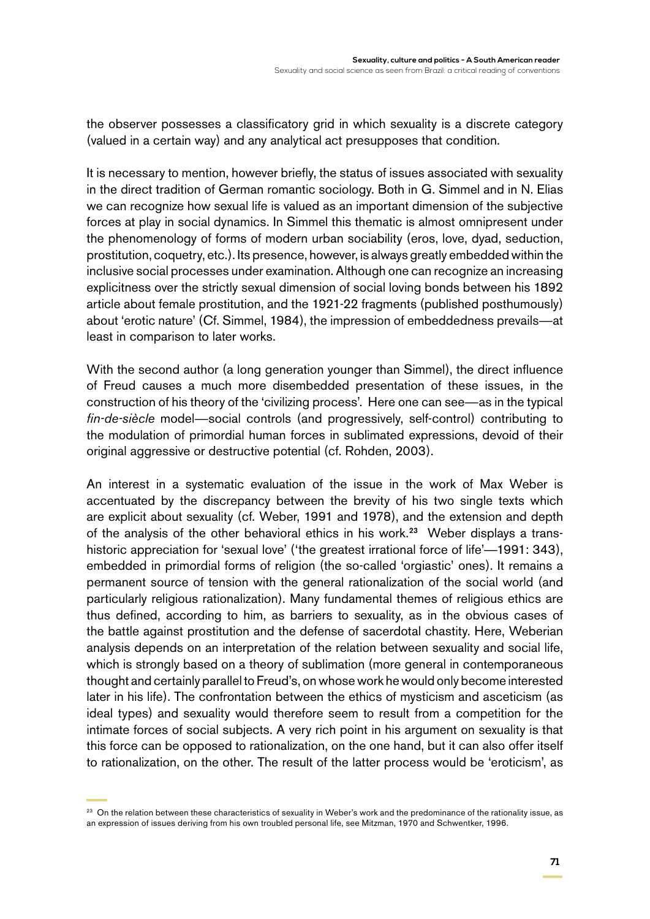the observer possesses a classificatory grid in which sexuality is a discrete category (valued in a certain way) and any analytical act presupposes that condition.

It is necessary to mention, however briefly, the status of issues associated with sexuality in the direct tradition of German romantic sociology. Both in G. Simmel and in N. Elias we can recognize how sexual life is valued as an important dimension of the subjective forces at play in social dynamics. In Simmel this thematic is almost omnipresent under the phenomenology of forms of modern urban sociability (eros, love, dyad, seduction, prostitution, coquetry, etc.). Its presence, however, is always greatly embedded within the inclusive social processes under examination. Although one can recognize an increasing explicitness over the strictly sexual dimension of social loving bonds between his 1892 article about female prostitution, and the 1921-22 fragments (published posthumously) about 'erotic nature' (Cf. Simmel, 1984), the impression of embeddedness prevails—at least in comparison to later works.

With the second author (a long generation younger than Simmel), the direct influence of Freud causes a much more disembedded presentation of these issues, in the construction of his theory of the 'civilizing process'. Here one can see—as in the typical *fin-de-siècle* model—social controls (and progressively, self-control) contributing to the modulation of primordial human forces in sublimated expressions, devoid of their original aggressive or destructive potential (cf. Rohden, 2003).

An interest in a systematic evaluation of the issue in the work of Max Weber is accentuated by the discrepancy between the brevity of his two single texts which are explicit about sexuality (cf. Weber, 1991 and 1978), and the extension and depth of the analysis of the other behavioral ethics in his work.[23] Weber displays a trans-historic appreciation for 'sexual love' ('the greatest irrational force of life'—1991: 343), embedded in primordial forms of religion (the so-called 'orgiastic' ones). It remains a permanent source of tension with the general rationalization of the social world (and particularly religious rationalization). Many fundamental themes of religious ethics are thus defined, according to him, as barriers to sexuality, as in the obvious cases of the battle against prostitution and the defense of sacerdotal chastity. Here, Weberian analysis depends on an interpretation of the relation between sexuality and social life, which is strongly based on a theory of sublimation (more general in contemporaneous thought and certainly parallel to Freud's, on whose work he would only become interested later in his life). The confrontation between the ethics of mysticism and asceticism (as ideal types) and sexuality would therefore seem to result from a competition for the intimate forces of social subjects. A very rich point in his argument on sexuality is that this force can be opposed to rationalization, on the one hand, but it can also offer itself to rationalization, on the other. The result of the latter process would be 'eroticism', as

[23] On the relation between these characteristics of sexuality in Weber's work and the predominance of the rationality issue, as an expression of issues deriving from his own troubled personal life, see Mitzman, 1970 and Schwentker, 1996.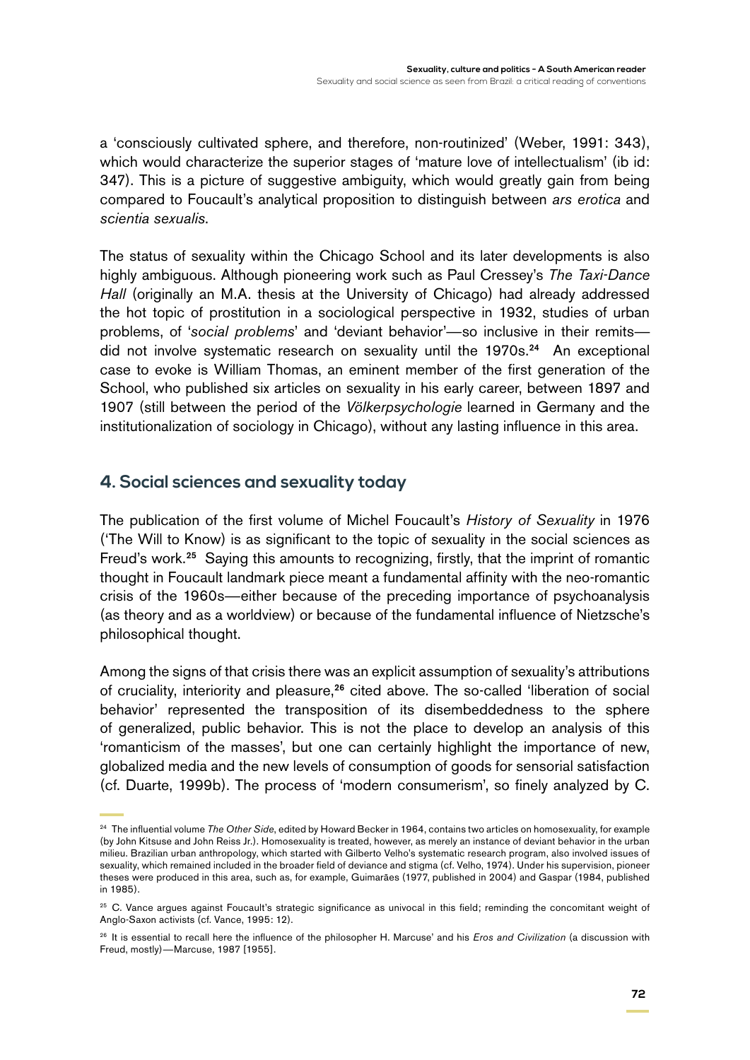a 'consciously cultivated sphere, and therefore, non-routinized' (Weber, 1991: 343), which would characterize the superior stages of 'mature love of intellectualism' (ib id: 347). This is a picture of suggestive ambiguity, which would greatly gain from being compared to Foucault's analytical proposition to distinguish between *ars erotica* and *scientia sexualis*.

The status of sexuality within the Chicago School and its later developments is also highly ambiguous. Although pioneering work such as Paul Cressey's *The Taxi-Dance Hall* (originally an M.A. thesis at the University of Chicago) had already addressed the hot topic of prostitution in a sociological perspective in 1932, studies of urban problems, of '*social problems*' and 'deviant behavior'—so inclusive in their remits—did not involve systematic research on sexuality until the 1970s.[24] An exceptional case to evoke is William Thomas, an eminent member of the first generation of the School, who published six articles on sexuality in his early career, between 1897 and 1907 (still between the period of the *Völkerpsychologie* learned in Germany and the institutionalization of sociology in Chicago), without any lasting influence in this area.

## 4. Social sciences and sexuality today

The publication of the first volume of Michel Foucault's *History of Sexuality* in 1976 ('The Will to Know) is as significant to the topic of sexuality in the social sciences as Freud's work.[25] Saying this amounts to recognizing, firstly, that the imprint of romantic thought in Foucault landmark piece meant a fundamental affinity with the neo-romantic crisis of the 1960s—either because of the preceding importance of psychoanalysis (as theory and as a worldview) or because of the fundamental influence of Nietzsche's philosophical thought.

Among the signs of that crisis there was an explicit assumption of sexuality's attributions of cruciality, interiority and pleasure,[26] cited above. The so-called 'liberation of social behavior' represented the transposition of its disembeddedness to the sphere of generalized, public behavior. This is not the place to develop an analysis of this 'romanticism of the masses', but one can certainly highlight the importance of new, globalized media and the new levels of consumption of goods for sensorial satisfaction (cf. Duarte, 1999b). The process of 'modern consumerism', so finely analyzed by C.

---

[24] The influential volume *The Other Side*, edited by Howard Becker in 1964, contains two articles on homosexuality, for example (by John Kitsuse and John Reiss Jr.). Homosexuality is treated, however, as merely an instance of deviant behavior in the urban milieu. Brazilian urban anthropology, which started with Gilberto Velho's systematic research program, also involved issues of sexuality, which remained included in the broader field of deviance and stigma (cf. Velho, 1974). Under his supervision, pioneer theses were produced in this area, such as, for example, Guimarães (1977, published in 2004) and Gaspar (1984, published in 1985).

[25] C. Vance argues against Foucault's strategic significance as univocal in this field; reminding the concomitant weight of Anglo-Saxon activists (cf. Vance, 1995: 12).

[26] It is essential to recall here the influence of the philosopher H. Marcuse' and his *Eros and Civilization* (a discussion with Freud, mostly)—Marcuse, 1987 [1955].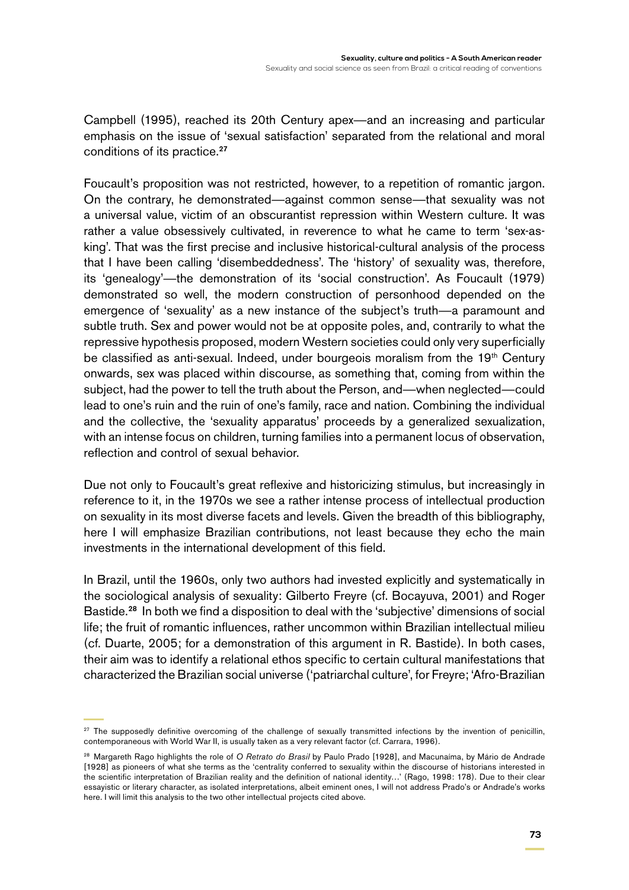Campbell (1995), reached its 20th Century apex—and an increasing and particular emphasis on the issue of 'sexual satisfaction' separated from the relational and moral conditions of its practice.[27]

Foucault's proposition was not restricted, however, to a repetition of romantic jargon. On the contrary, he demonstrated—against common sense—that sexuality was not a universal value, victim of an obscurantist repression within Western culture. It was rather a value obsessively cultivated, in reverence to what he came to term 'sex-as-king'. That was the first precise and inclusive historical-cultural analysis of the process that I have been calling 'disembeddedness'. The 'history' of sexuality was, therefore, its 'genealogy'—the demonstration of its 'social construction'. As Foucault (1979) demonstrated so well, the modern construction of personhood depended on the emergence of 'sexuality' as a new instance of the subject's truth—a paramount and subtle truth. Sex and power would not be at opposite poles, and, contrarily to what the repressive hypothesis proposed, modern Western societies could only very superficially be classified as anti-sexual. Indeed, under bourgeois moralism from the 19th Century onwards, sex was placed within discourse, as something that, coming from within the subject, had the power to tell the truth about the Person, and—when neglected—could lead to one's ruin and the ruin of one's family, race and nation. Combining the individual and the collective, the 'sexuality apparatus' proceeds by a generalized sexualization, with an intense focus on children, turning families into a permanent locus of observation, reflection and control of sexual behavior.

Due not only to Foucault's great reflexive and historicizing stimulus, but increasingly in reference to it, in the 1970s we see a rather intense process of intellectual production on sexuality in its most diverse facets and levels. Given the breadth of this bibliography, here I will emphasize Brazilian contributions, not least because they echo the main investments in the international development of this field.

In Brazil, until the 1960s, only two authors had invested explicitly and systematically in the sociological analysis of sexuality: Gilberto Freyre (cf. Bocayuva, 2001) and Roger Bastide.[28] In both we find a disposition to deal with the 'subjective' dimensions of social life; the fruit of romantic influences, rather uncommon within Brazilian intellectual milieu (cf. Duarte, 2005; for a demonstration of this argument in R. Bastide). In both cases, their aim was to identify a relational ethos specific to certain cultural manifestations that characterized the Brazilian social universe ('patriarchal culture', for Freyre; 'Afro-Brazilian

---

[27] The supposedly definitive overcoming of the challenge of sexually transmitted infections by the invention of penicillin, contemporaneous with World War II, is usually taken as a very relevant factor (cf. Carrara, 1996).

[28] Margareth Rago highlights the role of *O Retrato do Brasil* by Paulo Prado [1928], and Macunaíma, by Mário de Andrade [1928] as pioneers of what she terms as the 'centrality conferred to sexuality within the discourse of historians interested in the scientific interpretation of Brazilian reality and the definition of national identity…' (Rago, 1998: 178). Due to their clear essayistic or literary character, as isolated interpretations, albeit eminent ones, I will not address Prado's or Andrade's works here. I will limit this analysis to the two other intellectual projects cited above.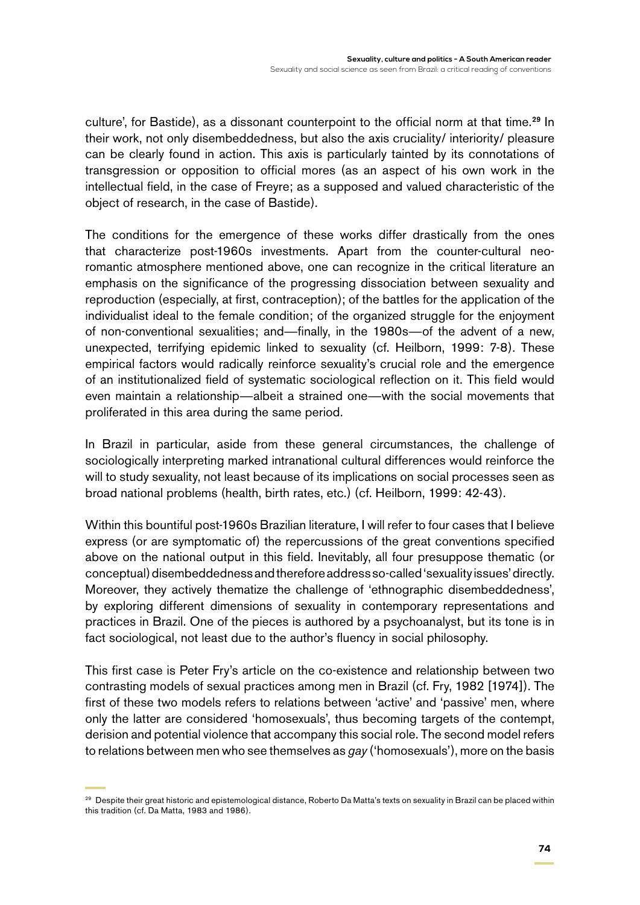culture', for Bastide), as a dissonant counterpoint to the official norm at that time.[29] In their work, not only disembeddedness, but also the axis cruciality/ interiority/ pleasure can be clearly found in action. This axis is particularly tainted by its connotations of transgression or opposition to official mores (as an aspect of his own work in the intellectual field, in the case of Freyre; as a supposed and valued characteristic of the object of research, in the case of Bastide).

The conditions for the emergence of these works differ drastically from the ones that characterize post-1960s investments. Apart from the counter-cultural neo-romantic atmosphere mentioned above, one can recognize in the critical literature an emphasis on the significance of the progressing dissociation between sexuality and reproduction (especially, at first, contraception); of the battles for the application of the individualist ideal to the female condition; of the organized struggle for the enjoyment of non-conventional sexualities; and—finally, in the 1980s—of the advent of a new, unexpected, terrifying epidemic linked to sexuality (cf. Heilborn, 1999: 7-8). These empirical factors would radically reinforce sexuality's crucial role and the emergence of an institutionalized field of systematic sociological reflection on it. This field would even maintain a relationship—albeit a strained one—with the social movements that proliferated in this area during the same period.

In Brazil in particular, aside from these general circumstances, the challenge of sociologically interpreting marked intranational cultural differences would reinforce the will to study sexuality, not least because of its implications on social processes seen as broad national problems (health, birth rates, etc.) (cf. Heilborn, 1999: 42-43).

Within this bountiful post-1960s Brazilian literature, I will refer to four cases that I believe express (or are symptomatic of) the repercussions of the great conventions specified above on the national output in this field. Inevitably, all four presuppose thematic (or conceptual) disembeddedness and therefore address so-called 'sexuality issues' directly. Moreover, they actively thematize the challenge of 'ethnographic disembeddedness', by exploring different dimensions of sexuality in contemporary representations and practices in Brazil. One of the pieces is authored by a psychoanalyst, but its tone is in fact sociological, not least due to the author's fluency in social philosophy.

This first case is Peter Fry's article on the co-existence and relationship between two contrasting models of sexual practices among men in Brazil (cf. Fry, 1982 [1974]). The first of these two models refers to relations between 'active' and 'passive' men, where only the latter are considered 'homosexuals', thus becoming targets of the contempt, derision and potential violence that accompany this social role. The second model refers to relations between men who see themselves as *gay* ('homosexuals'), more on the basis

[29] Despite their great historic and epistemological distance, Roberto Da Matta's texts on sexuality in Brazil can be placed within this tradition (cf. Da Matta, 1983 and 1986).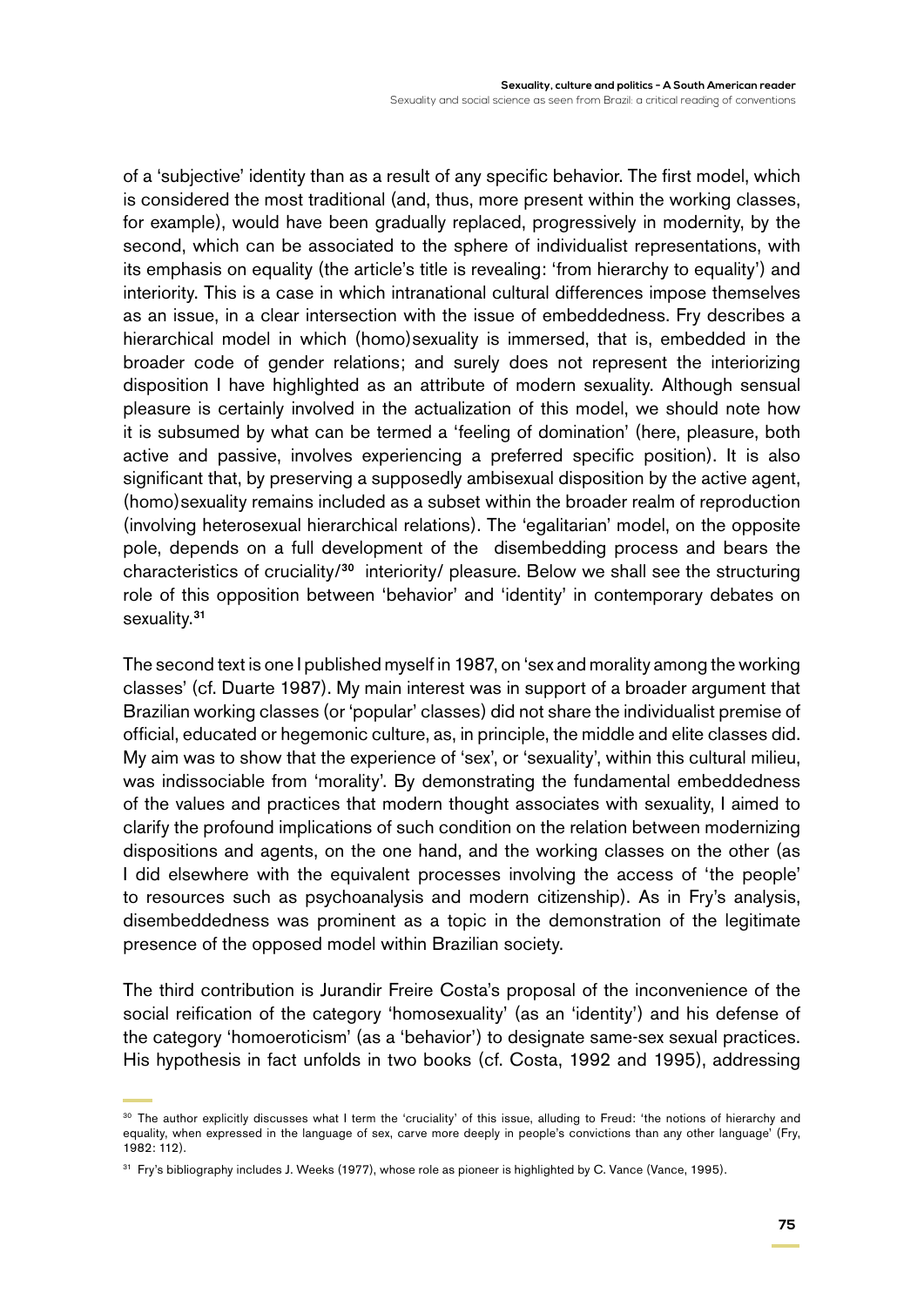of a 'subjective' identity than as a result of any specific behavior. The first model, which is considered the most traditional (and, thus, more present within the working classes, for example), would have been gradually replaced, progressively in modernity, by the second, which can be associated to the sphere of individualist representations, with its emphasis on equality (the article's title is revealing: 'from hierarchy to equality') and interiority. This is a case in which intranational cultural differences impose themselves as an issue, in a clear intersection with the issue of embeddedness. Fry describes a hierarchical model in which (homo)sexuality is immersed, that is, embedded in the broader code of gender relations; and surely does not represent the interiorizing disposition I have highlighted as an attribute of modern sexuality. Although sensual pleasure is certainly involved in the actualization of this model, we should note how it is subsumed by what can be termed a 'feeling of domination' (here, pleasure, both active and passive, involves experiencing a preferred specific position). It is also significant that, by preserving a supposedly ambisexual disposition by the active agent, (homo)sexuality remains included as a subset within the broader realm of reproduction (involving heterosexual hierarchical relations). The 'egalitarian' model, on the opposite pole, depends on a full development of the disembedding process and bears the characteristics of cruciality/[30] interiority/ pleasure. Below we shall see the structuring role of this opposition between 'behavior' and 'identity' in contemporary debates on sexuality.[31]

The second text is one I published myself in 1987, on 'sex and morality among the working classes' (cf. Duarte 1987). My main interest was in support of a broader argument that Brazilian working classes (or 'popular' classes) did not share the individualist premise of official, educated or hegemonic culture, as, in principle, the middle and elite classes did. My aim was to show that the experience of 'sex', or 'sexuality', within this cultural milieu, was indissociable from 'morality'. By demonstrating the fundamental embeddedness of the values and practices that modern thought associates with sexuality, I aimed to clarify the profound implications of such condition on the relation between modernizing dispositions and agents, on the one hand, and the working classes on the other (as I did elsewhere with the equivalent processes involving the access of 'the people' to resources such as psychoanalysis and modern citizenship). As in Fry's analysis, disembeddedness was prominent as a topic in the demonstration of the legitimate presence of the opposed model within Brazilian society.

The third contribution is Jurandir Freire Costa's proposal of the inconvenience of the social reification of the category 'homosexuality' (as an 'identity') and his defense of the category 'homoeroticism' (as a 'behavior') to designate same-sex sexual practices. His hypothesis in fact unfolds in two books (cf. Costa, 1992 and 1995), addressing

---

[30] The author explicitly discusses what I term the 'cruciality' of this issue, alluding to Freud: 'the notions of hierarchy and equality, when expressed in the language of sex, carve more deeply in people's convictions than any other language' (Fry, 1982: 112).

[31] Fry's bibliography includes J. Weeks (1977), whose role as pioneer is highlighted by C. Vance (Vance, 1995).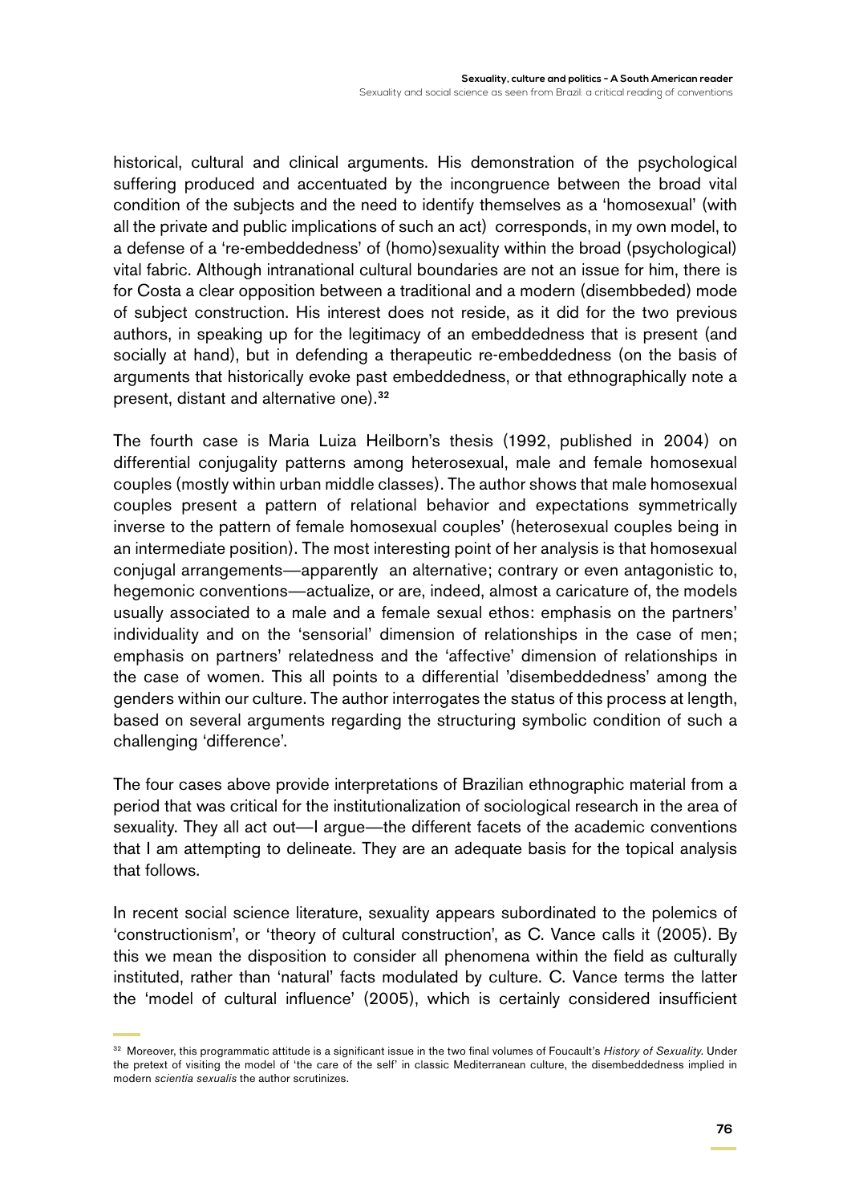historical, cultural and clinical arguments. His demonstration of the psychological suffering produced and accentuated by the incongruence between the broad vital condition of the subjects and the need to identify themselves as a 'homosexual' (with all the private and public implications of such an act) corresponds, in my own model, to a defense of a 're-embeddedness' of (homo)sexuality within the broad (psychological) vital fabric. Although intranational cultural boundaries are not an issue for him, there is for Costa a clear opposition between a traditional and a modern (disembbeded) mode of subject construction. His interest does not reside, as it did for the two previous authors, in speaking up for the legitimacy of an embeddedness that is present (and socially at hand), but in defending a therapeutic re-embeddedness (on the basis of arguments that historically evoke past embeddedness, or that ethnographically note a present, distant and alternative one).[32]

The fourth case is Maria Luiza Heilborn's thesis (1992, published in 2004) on differential conjugality patterns among heterosexual, male and female homosexual couples (mostly within urban middle classes). The author shows that male homosexual couples present a pattern of relational behavior and expectations symmetrically inverse to the pattern of female homosexual couples' (heterosexual couples being in an intermediate position). The most interesting point of her analysis is that homosexual conjugal arrangements—apparently an alternative; contrary or even antagonistic to, hegemonic conventions—actualize, or are, indeed, almost a caricature of, the models usually associated to a male and a female sexual ethos: emphasis on the partners' individuality and on the 'sensorial' dimension of relationships in the case of men; emphasis on partners' relatedness and the 'affective' dimension of relationships in the case of women. This all points to a differential 'disembeddedness' among the genders within our culture. The author interrogates the status of this process at length, based on several arguments regarding the structuring symbolic condition of such a challenging 'difference'.

The four cases above provide interpretations of Brazilian ethnographic material from a period that was critical for the institutionalization of sociological research in the area of sexuality. They all act out—I argue—the different facets of the academic conventions that I am attempting to delineate. They are an adequate basis for the topical analysis that follows.

In recent social science literature, sexuality appears subordinated to the polemics of 'constructionism', or 'theory of cultural construction', as C. Vance calls it (2005). By this we mean the disposition to consider all phenomena within the field as culturally instituted, rather than 'natural' facts modulated by culture. C. Vance terms the latter the 'model of cultural influence' (2005), which is certainly considered insufficient

---

[32] Moreover, this programmatic attitude is a significant issue in the two final volumes of Foucault's *History of Sexuality*. Under the pretext of visiting the model of 'the care of the self' in classic Mediterranean culture, the disembeddedness implied in modern *scientia sexualis* the author scrutinizes.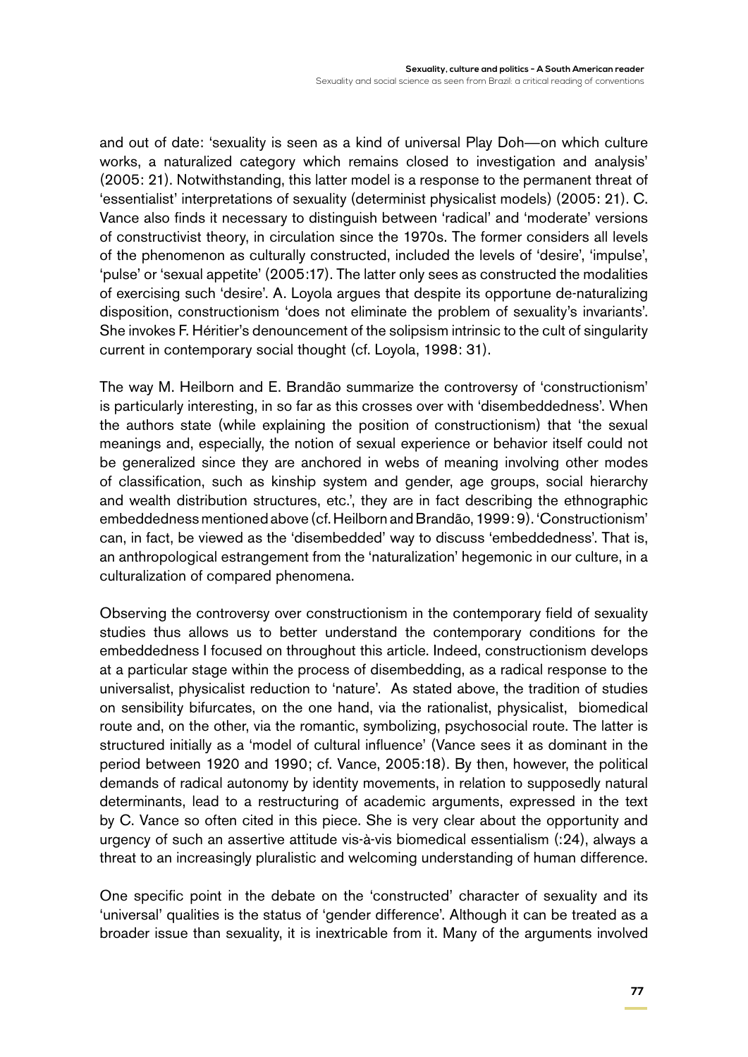and out of date: 'sexuality is seen as a kind of universal Play Doh—on which culture works, a naturalized category which remains closed to investigation and analysis' (2005: 21). Notwithstanding, this latter model is a response to the permanent threat of 'essentialist' interpretations of sexuality (determinist physicalist models) (2005: 21). C. Vance also finds it necessary to distinguish between 'radical' and 'moderate' versions of constructivist theory, in circulation since the 1970s. The former considers all levels of the phenomenon as culturally constructed, included the levels of 'desire', 'impulse', 'pulse' or 'sexual appetite' (2005:17). The latter only sees as constructed the modalities of exercising such 'desire'. A. Loyola argues that despite its opportune de-naturalizing disposition, constructionism 'does not eliminate the problem of sexuality's invariants'. She invokes F. Héritier's denouncement of the solipsism intrinsic to the cult of singularity current in contemporary social thought (cf. Loyola, 1998: 31).

The way M. Heilborn and E. Brandão summarize the controversy of 'constructionism' is particularly interesting, in so far as this crosses over with 'disembeddedness'. When the authors state (while explaining the position of constructionism) that 'the sexual meanings and, especially, the notion of sexual experience or behavior itself could not be generalized since they are anchored in webs of meaning involving other modes of classification, such as kinship system and gender, age groups, social hierarchy and wealth distribution structures, etc.', they are in fact describing the ethnographic embeddedness mentioned above (cf. Heilborn and Brandão, 1999: 9). 'Constructionism' can, in fact, be viewed as the 'disembedded' way to discuss 'embeddedness'. That is, an anthropological estrangement from the 'naturalization' hegemonic in our culture, in a culturalization of compared phenomena.

Observing the controversy over constructionism in the contemporary field of sexuality studies thus allows us to better understand the contemporary conditions for the embeddedness I focused on throughout this article. Indeed, constructionism develops at a particular stage within the process of disembedding, as a radical response to the universalist, physicalist reduction to 'nature'. As stated above, the tradition of studies on sensibility bifurcates, on the one hand, via the rationalist, physicalist, biomedical route and, on the other, via the romantic, symbolizing, psychosocial route. The latter is structured initially as a 'model of cultural influence' (Vance sees it as dominant in the period between 1920 and 1990; cf. Vance, 2005:18). By then, however, the political demands of radical autonomy by identity movements, in relation to supposedly natural determinants, lead to a restructuring of academic arguments, expressed in the text by C. Vance so often cited in this piece. She is very clear about the opportunity and urgency of such an assertive attitude vis-à-vis biomedical essentialism (:24), always a threat to an increasingly pluralistic and welcoming understanding of human difference.

One specific point in the debate on the 'constructed' character of sexuality and its 'universal' qualities is the status of 'gender difference'. Although it can be treated as a broader issue than sexuality, it is inextricable from it. Many of the arguments involved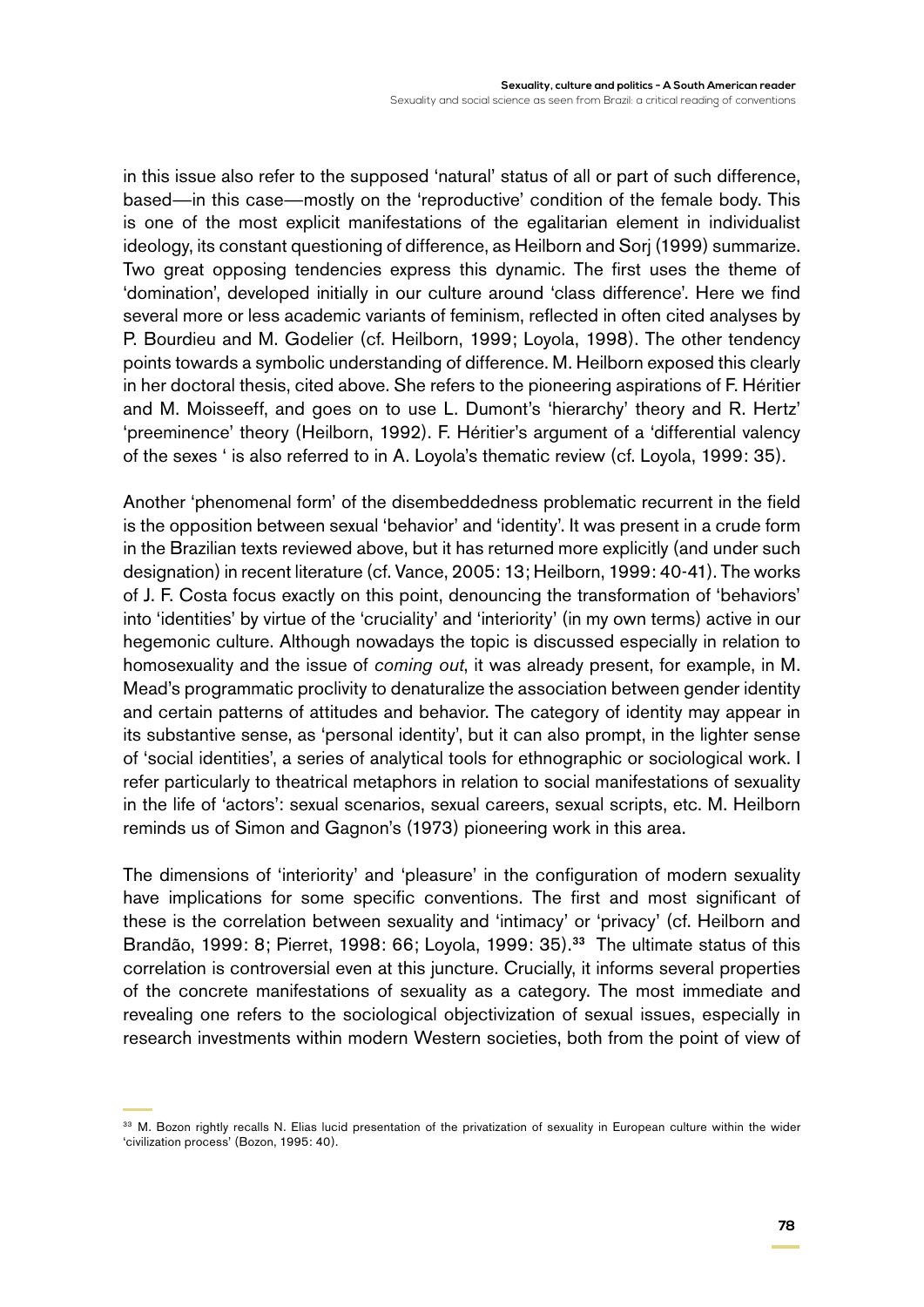in this issue also refer to the supposed 'natural' status of all or part of such difference, based—in this case—mostly on the 'reproductive' condition of the female body. This is one of the most explicit manifestations of the egalitarian element in individualist ideology, its constant questioning of difference, as Heilborn and Sorj (1999) summarize. Two great opposing tendencies express this dynamic. The first uses the theme of 'domination', developed initially in our culture around 'class difference'. Here we find several more or less academic variants of feminism, reflected in often cited analyses by P. Bourdieu and M. Godelier (cf. Heilborn, 1999; Loyola, 1998). The other tendency points towards a symbolic understanding of difference. M. Heilborn exposed this clearly in her doctoral thesis, cited above. She refers to the pioneering aspirations of F. Héritier and M. Moisseeff, and goes on to use L. Dumont's 'hierarchy' theory and R. Hertz' 'preeminence' theory (Heilborn, 1992). F. Héritier's argument of a 'differential valency of the sexes ' is also referred to in A. Loyola's thematic review (cf. Loyola, 1999: 35).

Another 'phenomenal form' of the disembeddedness problematic recurrent in the field is the opposition between sexual 'behavior' and 'identity'. It was present in a crude form in the Brazilian texts reviewed above, but it has returned more explicitly (and under such designation) in recent literature (cf. Vance, 2005: 13; Heilborn, 1999: 40-41). The works of J. F. Costa focus exactly on this point, denouncing the transformation of 'behaviors' into 'identities' by virtue of the 'cruciality' and 'interiority' (in my own terms) active in our hegemonic culture. Although nowadays the topic is discussed especially in relation to homosexuality and the issue of *coming out*, it was already present, for example, in M. Mead's programmatic proclivity to denaturalize the association between gender identity and certain patterns of attitudes and behavior. The category of identity may appear in its substantive sense, as 'personal identity', but it can also prompt, in the lighter sense of 'social identities', a series of analytical tools for ethnographic or sociological work. I refer particularly to theatrical metaphors in relation to social manifestations of sexuality in the life of 'actors': sexual scenarios, sexual careers, sexual scripts, etc. M. Heilborn reminds us of Simon and Gagnon's (1973) pioneering work in this area.

The dimensions of 'interiority' and 'pleasure' in the configuration of modern sexuality have implications for some specific conventions. The first and most significant of these is the correlation between sexuality and 'intimacy' or 'privacy' (cf. Heilborn and Brandão, 1999: 8; Pierret, 1998: 66; Loyola, 1999: 35).[33] The ultimate status of this correlation is controversial even at this juncture. Crucially, it informs several properties of the concrete manifestations of sexuality as a category. The most immediate and revealing one refers to the sociological objectivization of sexual issues, especially in research investments within modern Western societies, both from the point of view of

[33] M. Bozon rightly recalls N. Elias lucid presentation of the privatization of sexuality in European culture within the wider 'civilization process' (Bozon, 1995: 40).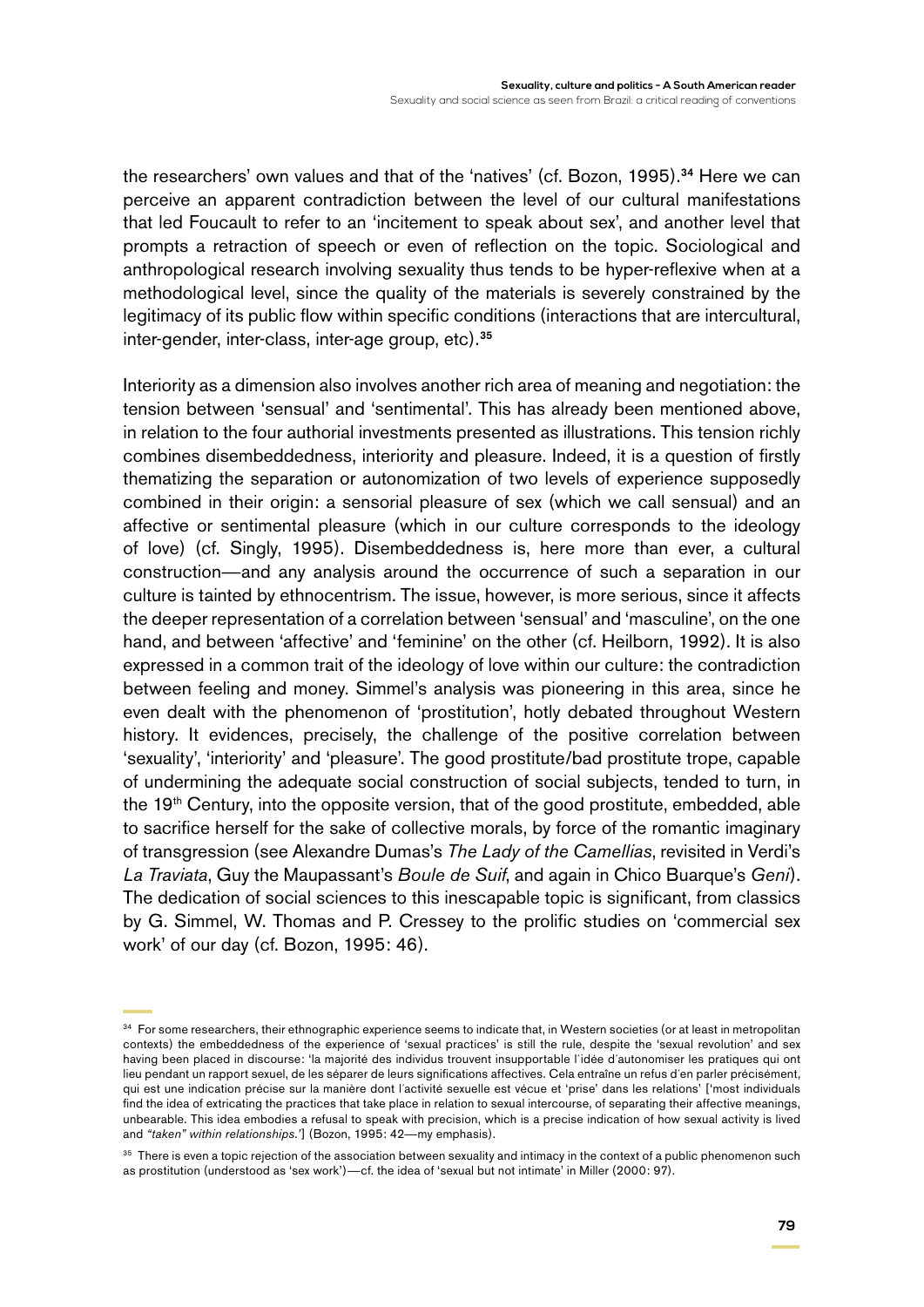the researchers' own values and that of the 'natives' (cf. Bozon, 1995).[34] Here we can perceive an apparent contradiction between the level of our cultural manifestations that led Foucault to refer to an 'incitement to speak about sex', and another level that prompts a retraction of speech or even of reflection on the topic. Sociological and anthropological research involving sexuality thus tends to be hyper-reflexive when at a methodological level, since the quality of the materials is severely constrained by the legitimacy of its public flow within specific conditions (interactions that are intercultural, inter-gender, inter-class, inter-age group, etc).[35]

Interiority as a dimension also involves another rich area of meaning and negotiation: the tension between 'sensual' and 'sentimental'. This has already been mentioned above, in relation to the four authorial investments presented as illustrations. This tension richly combines disembeddedness, interiority and pleasure. Indeed, it is a question of firstly thematizing the separation or autonomization of two levels of experience supposedly combined in their origin: a sensorial pleasure of sex (which we call sensual) and an affective or sentimental pleasure (which in our culture corresponds to the ideology of love) (cf. Singly, 1995). Disembeddedness is, here more than ever, a cultural construction—and any analysis around the occurrence of such a separation in our culture is tainted by ethnocentrism. The issue, however, is more serious, since it affects the deeper representation of a correlation between 'sensual' and 'masculine', on the one hand, and between 'affective' and 'feminine' on the other (cf. Heilborn, 1992). It is also expressed in a common trait of the ideology of love within our culture: the contradiction between feeling and money. Simmel's analysis was pioneering in this area, since he even dealt with the phenomenon of 'prostitution', hotly debated throughout Western history. It evidences, precisely, the challenge of the positive correlation between 'sexuality', 'interiority' and 'pleasure'. The good prostitute/bad prostitute trope, capable of undermining the adequate social construction of social subjects, tended to turn, in the 19th Century, into the opposite version, that of the good prostitute, embedded, able to sacrifice herself for the sake of collective morals, by force of the romantic imaginary of transgression (see Alexandre Dumas's *The Lady of the Camellias*, revisited in Verdi's *La Traviata*, Guy the Maupassant's *Boule de Suif*, and again in Chico Buarque's *Geni*). The dedication of social sciences to this inescapable topic is significant, from classics by G. Simmel, W. Thomas and P. Cressey to the prolific studies on 'commercial sex work' of our day (cf. Bozon, 1995: 46).

---

[34] For some researchers, their ethnographic experience seems to indicate that, in Western societies (or at least in metropolitan contexts) the embeddedness of the experience of 'sexual practices' is still the rule, despite the 'sexual revolution' and sex having been placed in discourse: 'la majorité des individus trouvent insupportable l´idée d´autonomiser les pratiques qui ont lieu pendant un rapport sexuel, de les séparer de leurs significations affectives. Cela entraîne un refus d´en parler précisément, qui est une indication précise sur la manière dont l´activité sexuelle est vécue et 'prise' dans les relations' ['most individuals find the idea of extricating the practices that take place in relation to sexual intercourse, of separating their affective meanings, unbearable. This idea embodies a refusal to speak with precision, which is a precise indication of how sexual activity is lived and *"taken" within relationships.'*] (Bozon, 1995: 42—my emphasis).

[35] There is even a topic rejection of the association between sexuality and intimacy in the context of a public phenomenon such as prostitution (understood as 'sex work')—cf. the idea of 'sexual but not intimate' in Miller (2000: 97).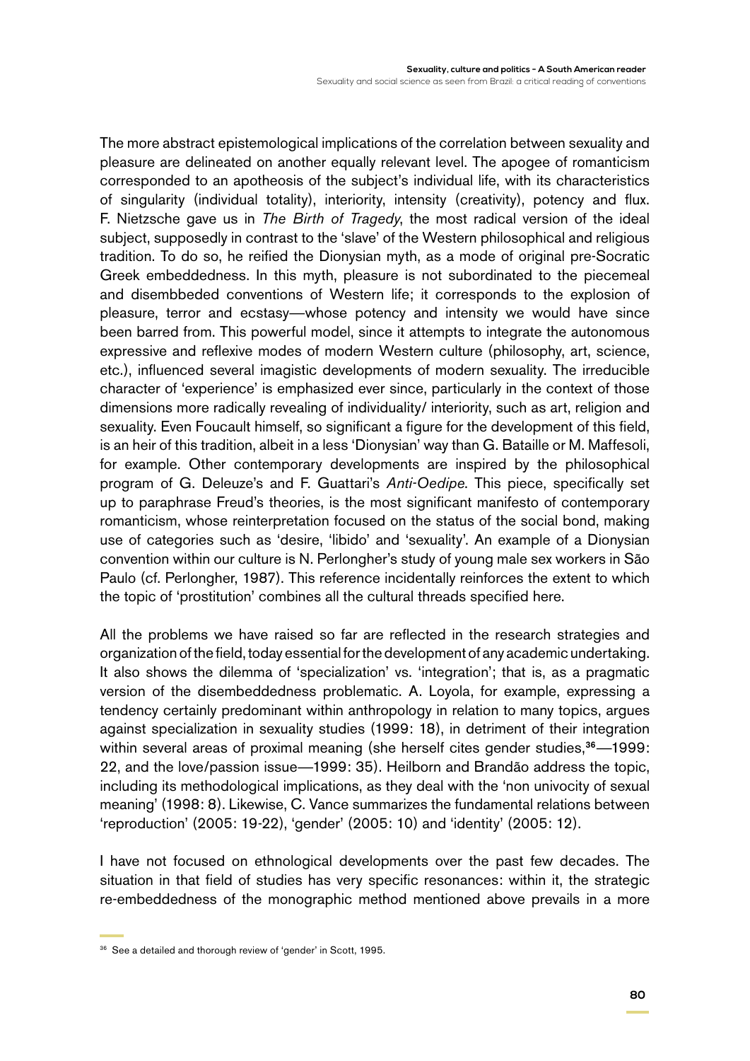The more abstract epistemological implications of the correlation between sexuality and pleasure are delineated on another equally relevant level. The apogee of romanticism corresponded to an apotheosis of the subject's individual life, with its characteristics of singularity (individual totality), interiority, intensity (creativity), potency and flux. F. Nietzsche gave us in *The Birth of Tragedy*, the most radical version of the ideal subject, supposedly in contrast to the 'slave' of the Western philosophical and religious tradition. To do so, he reified the Dionysian myth, as a mode of original pre-Socratic Greek embeddedness. In this myth, pleasure is not subordinated to the piecemeal and disembbeded conventions of Western life; it corresponds to the explosion of pleasure, terror and ecstasy—whose potency and intensity we would have since been barred from. This powerful model, since it attempts to integrate the autonomous expressive and reflexive modes of modern Western culture (philosophy, art, science, etc.), influenced several imagistic developments of modern sexuality. The irreducible character of 'experience' is emphasized ever since, particularly in the context of those dimensions more radically revealing of individuality/ interiority, such as art, religion and sexuality. Even Foucault himself, so significant a figure for the development of this field, is an heir of this tradition, albeit in a less 'Dionysian' way than G. Bataille or M. Maffesoli, for example. Other contemporary developments are inspired by the philosophical program of G. Deleuze's and F. Guattari's *Anti-Oedipe*. This piece, specifically set up to paraphrase Freud's theories, is the most significant manifesto of contemporary romanticism, whose reinterpretation focused on the status of the social bond, making use of categories such as 'desire, 'libido' and 'sexuality'. An example of a Dionysian convention within our culture is N. Perlongher's study of young male sex workers in São Paulo (cf. Perlongher, 1987). This reference incidentally reinforces the extent to which the topic of 'prostitution' combines all the cultural threads specified here.

All the problems we have raised so far are reflected in the research strategies and organization of the field, today essential for the development of any academic undertaking. It also shows the dilemma of 'specialization' vs. 'integration'; that is, as a pragmatic version of the disembeddedness problematic. A. Loyola, for example, expressing a tendency certainly predominant within anthropology in relation to many topics, argues against specialization in sexuality studies (1999: 18), in detriment of their integration within several areas of proximal meaning (she herself cites gender studies,[36]—1999: 22, and the love/passion issue—1999: 35). Heilborn and Brandão address the topic, including its methodological implications, as they deal with the 'non univocity of sexual meaning' (1998: 8). Likewise, C. Vance summarizes the fundamental relations between 'reproduction' (2005: 19-22), 'gender' (2005: 10) and 'identity' (2005: 12).

I have not focused on ethnological developments over the past few decades. The situation in that field of studies has very specific resonances: within it, the strategic re-embeddedness of the monographic method mentioned above prevails in a more

[36] See a detailed and thorough review of 'gender' in Scott, 1995.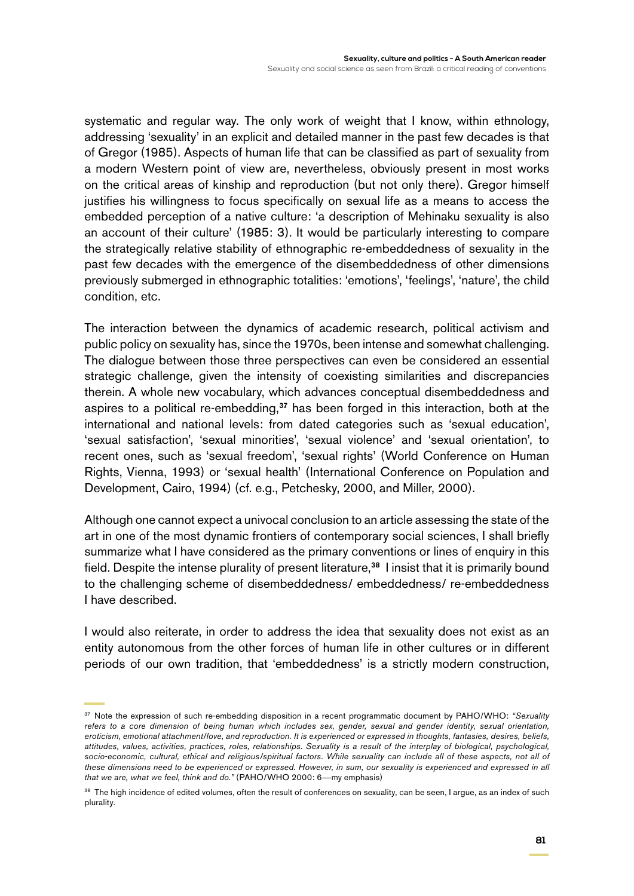systematic and regular way. The only work of weight that I know, within ethnology, addressing 'sexuality' in an explicit and detailed manner in the past few decades is that of Gregor (1985). Aspects of human life that can be classified as part of sexuality from a modern Western point of view are, nevertheless, obviously present in most works on the critical areas of kinship and reproduction (but not only there). Gregor himself justifies his willingness to focus specifically on sexual life as a means to access the embedded perception of a native culture: 'a description of Mehinaku sexuality is also an account of their culture' (1985: 3). It would be particularly interesting to compare the strategically relative stability of ethnographic re-embeddedness of sexuality in the past few decades with the emergence of the disembeddedness of other dimensions previously submerged in ethnographic totalities: 'emotions', 'feelings', 'nature', the child condition, etc.

The interaction between the dynamics of academic research, political activism and public policy on sexuality has, since the 1970s, been intense and somewhat challenging. The dialogue between those three perspectives can even be considered an essential strategic challenge, given the intensity of coexisting similarities and discrepancies therein. A whole new vocabulary, which advances conceptual disembeddedness and aspires to a political re-embedding,[37] has been forged in this interaction, both at the international and national levels: from dated categories such as 'sexual education', 'sexual satisfaction', 'sexual minorities', 'sexual violence' and 'sexual orientation', to recent ones, such as 'sexual freedom', 'sexual rights' (World Conference on Human Rights, Vienna, 1993) or 'sexual health' (International Conference on Population and Development, Cairo, 1994) (cf. e.g., Petchesky, 2000, and Miller, 2000).

Although one cannot expect a univocal conclusion to an article assessing the state of the art in one of the most dynamic frontiers of contemporary social sciences, I shall briefly summarize what I have considered as the primary conventions or lines of enquiry in this field. Despite the intense plurality of present literature,[38] I insist that it is primarily bound to the challenging scheme of disembeddedness/ embeddedness/ re-embeddedness I have described.

I would also reiterate, in order to address the idea that sexuality does not exist as an entity autonomous from the other forces of human life in other cultures or in different periods of our own tradition, that 'embeddedness' is a strictly modern construction,

---

[37] Note the expression of such re-embedding disposition in a recent programmatic document by PAHO/WHO: *"Sexuality refers to a core dimension of being human which includes sex, gender, sexual and gender identity, sexual orientation, eroticism, emotional attachment/love, and reproduction. It is experienced or expressed in thoughts, fantasies, desires, beliefs, attitudes, values, activities, practices, roles, relationships. Sexuality is a result of the interplay of biological, psychological, socio-economic, cultural, ethical and religious/spiritual factors. While sexuality can include all of these aspects, not all of these dimensions need to be experienced or expressed. However, in sum, our sexuality is experienced and expressed in all that we are, what we feel, think and do."* (PAHO/WHO 2000: 6—my emphasis)

[38] The high incidence of edited volumes, often the result of conferences on sexuality, can be seen, I argue, as an index of such plurality.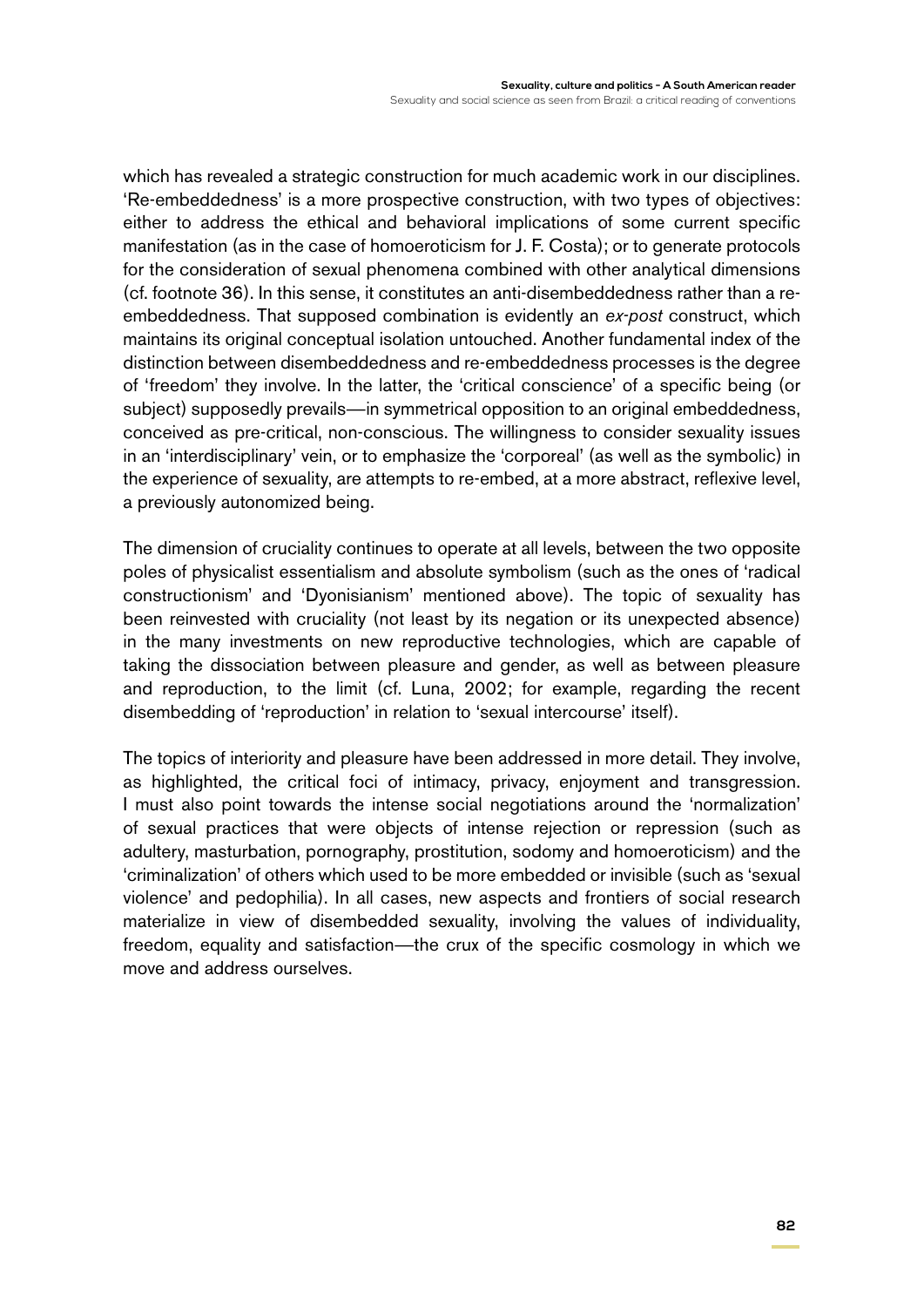which has revealed a strategic construction for much academic work in our disciplines. 'Re-embeddedness' is a more prospective construction, with two types of objectives: either to address the ethical and behavioral implications of some current specific manifestation (as in the case of homoeroticism for J. F. Costa); or to generate protocols for the consideration of sexual phenomena combined with other analytical dimensions (cf. footnote 36). In this sense, it constitutes an anti-disembeddedness rather than a re-embeddedness. That supposed combination is evidently an *ex-post* construct, which maintains its original conceptual isolation untouched. Another fundamental index of the distinction between disembeddedness and re-embeddedness processes is the degree of 'freedom' they involve. In the latter, the 'critical conscience' of a specific being (or subject) supposedly prevails—in symmetrical opposition to an original embeddedness, conceived as pre-critical, non-conscious. The willingness to consider sexuality issues in an 'interdisciplinary' vein, or to emphasize the 'corporeal' (as well as the symbolic) in the experience of sexuality, are attempts to re-embed, at a more abstract, reflexive level, a previously autonomized being.

The dimension of cruciality continues to operate at all levels, between the two opposite poles of physicalist essentialism and absolute symbolism (such as the ones of 'radical constructionism' and 'Dyonisianism' mentioned above). The topic of sexuality has been reinvested with cruciality (not least by its negation or its unexpected absence) in the many investments on new reproductive technologies, which are capable of taking the dissociation between pleasure and gender, as well as between pleasure and reproduction, to the limit (cf. Luna, 2002; for example, regarding the recent disembedding of 'reproduction' in relation to 'sexual intercourse' itself).

The topics of interiority and pleasure have been addressed in more detail. They involve, as highlighted, the critical foci of intimacy, privacy, enjoyment and transgression. I must also point towards the intense social negotiations around the 'normalization' of sexual practices that were objects of intense rejection or repression (such as adultery, masturbation, pornography, prostitution, sodomy and homoeroticism) and the 'criminalization' of others which used to be more embedded or invisible (such as 'sexual violence' and pedophilia). In all cases, new aspects and frontiers of social research materialize in view of disembedded sexuality, involving the values of individuality, freedom, equality and satisfaction—the crux of the specific cosmology in which we move and address ourselves.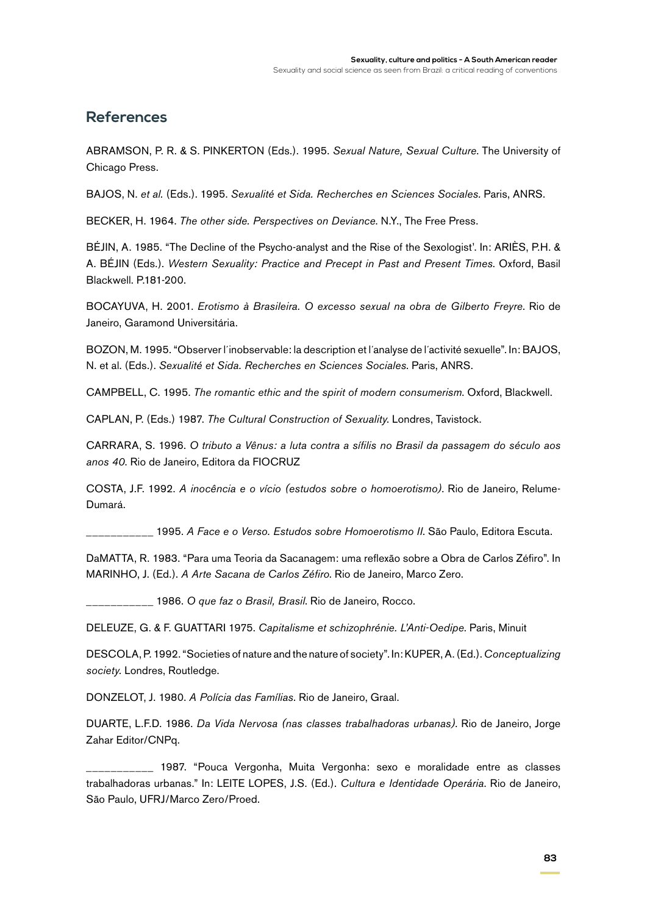## References

ABRAMSON, P. R. & S. PINKERTON (Eds.). 1995. *Sexual Nature, Sexual Culture*. The University of Chicago Press.

BAJOS, N. *et al*. (Eds.). 1995. *Sexualité et Sida. Recherches en Sciences Sociales*. Paris, ANRS.

BECKER, H. 1964. *The other side. Perspectives on Deviance*. N.Y., The Free Press.

BÉJIN, A. 1985. "The Decline of the Psycho-analyst and the Rise of the Sexologist'. In: ARIÈS, P.H. & A. BÉJIN (Eds.). *Western Sexuality: Practice and Precept in Past and Present Times*. Oxford, Basil Blackwell. P.181-200.

BOCAYUVA, H. 2001. *Erotismo à Brasileira. O excesso sexual na obra de Gilberto Freyre*. Rio de Janeiro, Garamond Universitária.

BOZON, M. 1995. "Observer l´inobservable: la description et l´analyse de l´activité sexuelle". In: BAJOS, N. et al. (Eds.). *Sexualité et Sida. Recherches en Sciences Sociales*. Paris, ANRS.

CAMPBELL, C. 1995. *The romantic ethic and the spirit of modern consumerism*. Oxford, Blackwell.

CAPLAN, P. (Eds.) 1987. *The Cultural Construction of Sexuality*. Londres, Tavistock.

CARRARA, S. 1996. *O tributo a Vênus: a luta contra a sífilis no Brasil da passagem do século aos anos 40*. Rio de Janeiro, Editora da FIOCRUZ

COSTA, J.F. 1992. *A inocência e o vício (estudos sobre o homoerotismo)*. Rio de Janeiro, Relume-Dumará.

___________ 1995. *A Face e o Verso. Estudos sobre Homoerotismo II*. São Paulo, Editora Escuta.

DaMATTA, R. 1983. "Para uma Teoria da Sacanagem: uma reflexão sobre a Obra de Carlos Zéfiro". In MARINHO, J. (Ed.). *A Arte Sacana de Carlos Zéfiro*. Rio de Janeiro, Marco Zero.

___________ 1986. *O que faz o Brasil, Brasil*. Rio de Janeiro, Rocco.

DELEUZE, G. & F. GUATTARI 1975. *Capitalisme et schizophrénie. L'Anti-Oedipe*. Paris, Minuit

DESCOLA, P. 1992. "Societies of nature and the nature of society". In: KUPER, A. (Ed.). *Conceptualizing society*. Londres, Routledge.

DONZELOT, J. 1980. *A Polícia das Famílias*. Rio de Janeiro, Graal.

DUARTE, L.F.D. 1986. *Da Vida Nervosa (nas classes trabalhadoras urbanas)*. Rio de Janeiro, Jorge Zahar Editor/CNPq.

___________ 1987. "Pouca Vergonha, Muita Vergonha: sexo e moralidade entre as classes trabalhadoras urbanas." In: LEITE LOPES, J.S. (Ed.). *Cultura e Identidade Operária*. Rio de Janeiro, São Paulo, UFRJ/Marco Zero/Proed.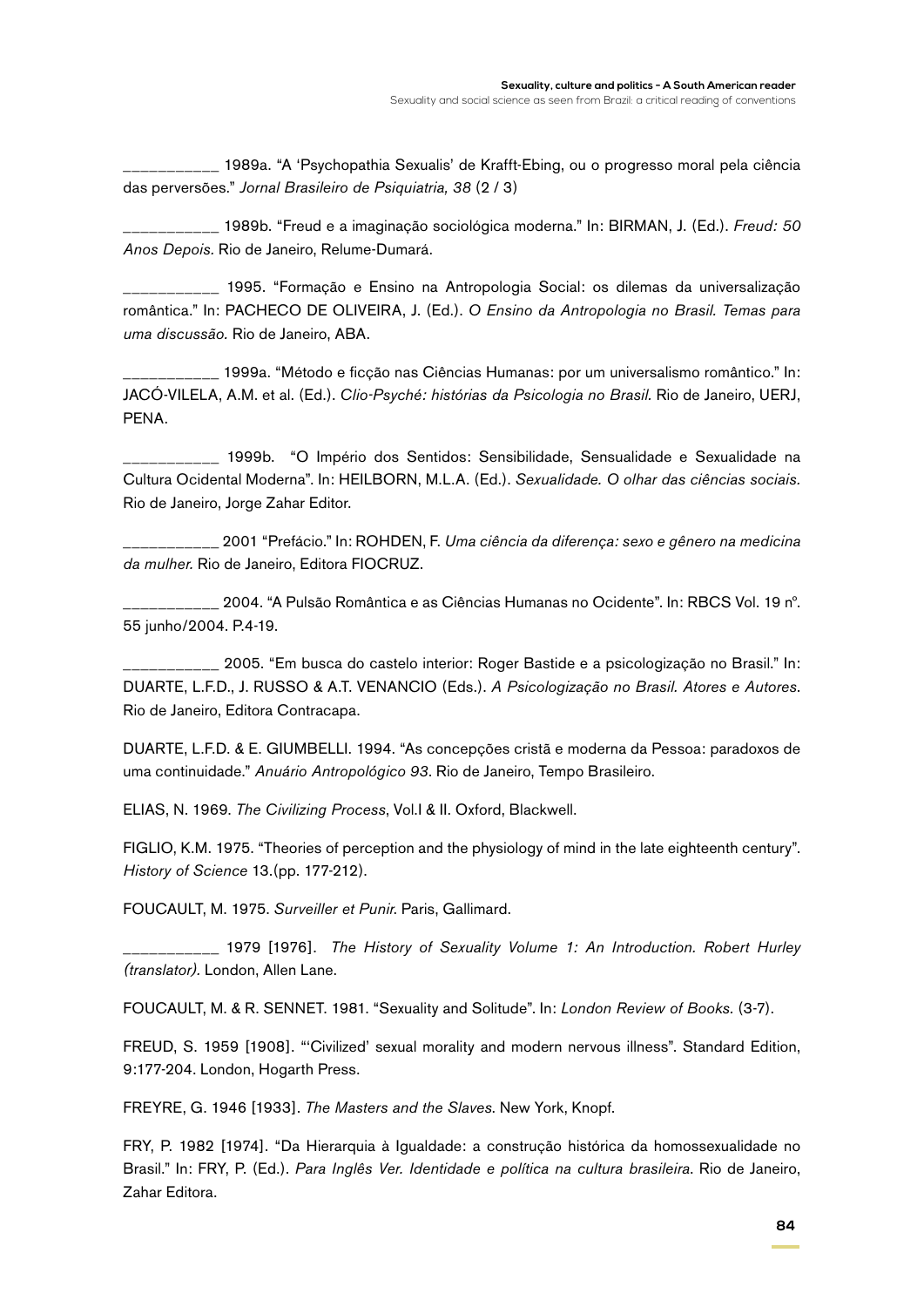___________ 1989a. "A 'Psychopathia Sexualis' de Krafft-Ebing, ou o progresso moral pela ciência das perversões." *Jornal Brasileiro de Psiquiatria, 38* (2 / 3)

___________ 1989b. "Freud e a imaginação sociológica moderna." In: BIRMAN, J. (Ed.). *Freud: 50 Anos Depois.* Rio de Janeiro, Relume-Dumará.

___________ 1995. "Formação e Ensino na Antropologia Social: os dilemas da universalização romântica." In: PACHECO DE OLIVEIRA, J. (Ed.). *O Ensino da Antropologia no Brasil. Temas para uma discussão.* Rio de Janeiro, ABA.

___________ 1999a. "Método e ficção nas Ciências Humanas: por um universalismo romântico." In: JACÓ-VILELA, A.M. et al. (Ed.). *Clio-Psyché: histórias da Psicologia no Brasil.* Rio de Janeiro, UERJ, PENA.

___________ 1999b. "O Império dos Sentidos: Sensibilidade, Sensualidade e Sexualidade na Cultura Ocidental Moderna". In: HEILBORN, M.L.A. (Ed.). *Sexualidade. O olhar das ciências sociais.* Rio de Janeiro, Jorge Zahar Editor.

___________ 2001 "Prefácio." In: ROHDEN, F. *Uma ciência da diferença: sexo e gênero na medicina da mulher.* Rio de Janeiro, Editora FIOCRUZ.

___________ 2004. "A Pulsão Romântica e as Ciências Humanas no Ocidente". In: RBCS Vol. 19 nº. 55 junho/2004. P.4-19.

___________ 2005. "Em busca do castelo interior: Roger Bastide e a psicologização no Brasil." In: DUARTE, L.F.D., J. RUSSO & A.T. VENANCIO (Eds.). *A Psicologização no Brasil. Atores e Autores.* Rio de Janeiro, Editora Contracapa.

DUARTE, L.F.D. & E. GIUMBELLI. 1994. "As concepções cristã e moderna da Pessoa: paradoxos de uma continuidade." *Anuário Antropológico 93*. Rio de Janeiro, Tempo Brasileiro.

ELIAS, N. 1969. *The Civilizing Process*, Vol.I & II. Oxford, Blackwell.

FIGLIO, K.M. 1975. "Theories of perception and the physiology of mind in the late eighteenth century". *History of Science* 13.(pp. 177-212).

FOUCAULT, M. 1975. *Surveiller et Punir.* Paris, Gallimard.

___________ 1979 [1976]. *The History of Sexuality Volume 1: An Introduction. Robert Hurley (translator).* London, Allen Lane.

FOUCAULT, M. & R. SENNET. 1981. "Sexuality and Solitude". In: *London Review of Books.* (3-7).

FREUD, S. 1959 [1908]. "'Civilized' sexual morality and modern nervous illness". Standard Edition, 9:177-204. London, Hogarth Press.

FREYRE, G. 1946 [1933]. *The Masters and the Slaves.* New York, Knopf.

FRY, P. 1982 [1974]. "Da Hierarquia à Igualdade: a construção histórica da homossexualidade no Brasil." In: FRY, P. (Ed.). *Para Inglês Ver. Identidade e política na cultura brasileira.* Rio de Janeiro, Zahar Editora.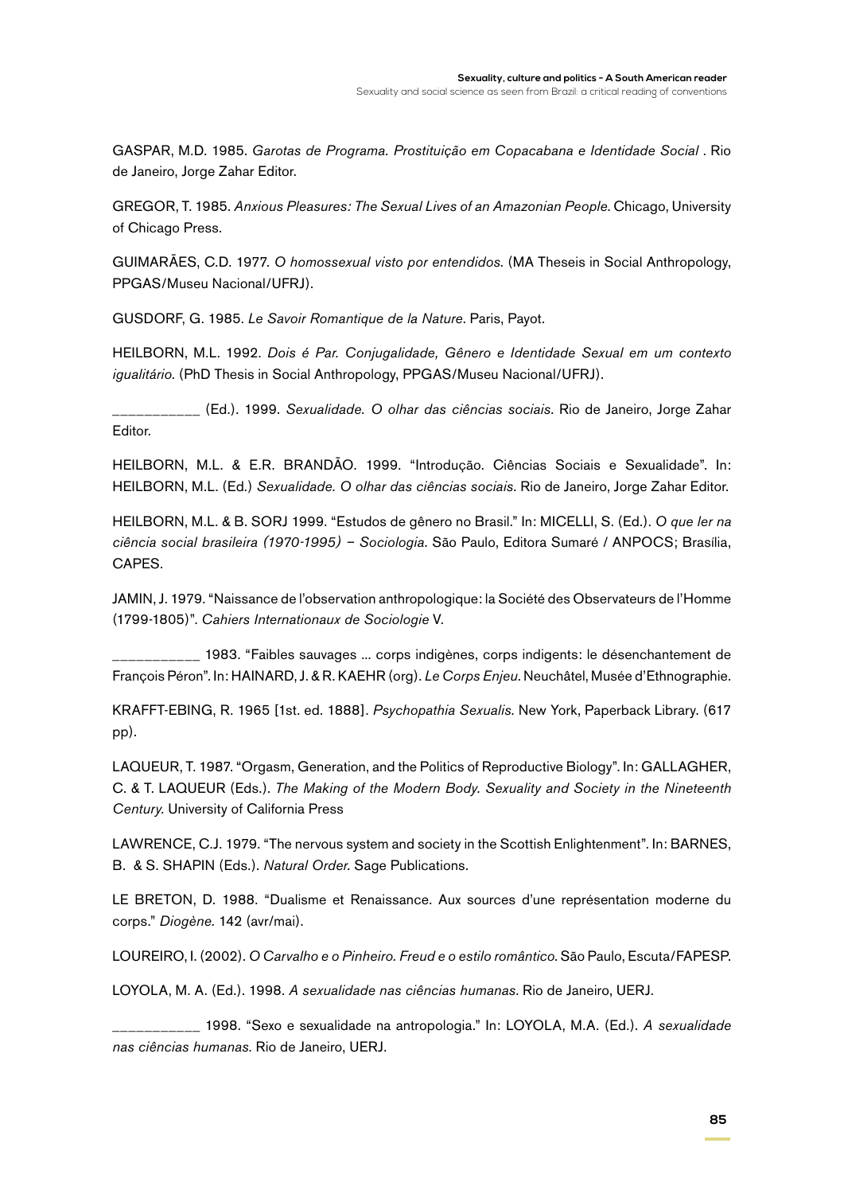GASPAR, M.D. 1985. *Garotas de Programa. Prostituição em Copacabana e Identidade Social* . Rio de Janeiro, Jorge Zahar Editor.

GREGOR, T. 1985. *Anxious Pleasures: The Sexual Lives of an Amazonian People*. Chicago, University of Chicago Press.

GUIMARÃES, C.D. 1977. *O homossexual visto por entendidos.* (MA Theseis in Social Anthropology, PPGAS/Museu Nacional/UFRJ).

GUSDORF, G. 1985. *Le Savoir Romantique de la Nature*. Paris, Payot.

HEILBORN, M.L. 1992. *Dois é Par. Conjugalidade, Gênero e Identidade Sexual em um contexto igualitário.* (PhD Thesis in Social Anthropology, PPGAS/Museu Nacional/UFRJ).

___________ (Ed.). 1999. *Sexualidade. O olhar das ciências sociais*. Rio de Janeiro, Jorge Zahar Editor.

HEILBORN, M.L. & E.R. BRANDÃO. 1999. "Introdução. Ciências Sociais e Sexualidade". In: HEILBORN, M.L. (Ed.) *Sexualidade. O olhar das ciências sociais*. Rio de Janeiro, Jorge Zahar Editor.

HEILBORN, M.L. & B. SORJ 1999. "Estudos de gênero no Brasil." In: MICELLI, S. (Ed.). *O que ler na ciência social brasileira (1970-1995) – Sociologia*. São Paulo, Editora Sumaré / ANPOCS; Brasília, CAPES.

JAMIN, J. 1979. "Naissance de l'observation anthropologique: la Société des Observateurs de l'Homme (1799-1805)". *Cahiers Internationaux de Sociologie* V.

___________ 1983. "Faibles sauvages ... corps indigènes, corps indigents: le désenchantement de François Péron". In: HAINARD, J. & R. KAEHR (org). *Le Corps Enjeu*. Neuchâtel, Musée d'Ethnographie.

KRAFFT-EBING, R. 1965 [1st. ed. 1888]. *Psychopathia Sexualis*. New York, Paperback Library. (617 pp).

LAQUEUR, T. 1987. "Orgasm, Generation, and the Politics of Reproductive Biology". In: GALLAGHER, C. & T. LAQUEUR (Eds.). *The Making of the Modern Body. Sexuality and Society in the Nineteenth Century*. University of California Press

LAWRENCE, C.J. 1979. "The nervous system and society in the Scottish Enlightenment". In: BARNES, B. & S. SHAPIN (Eds.). *Natural Order*. Sage Publications.

LE BRETON, D. 1988. "Dualisme et Renaissance. Aux sources d'une représentation moderne du corps." *Diogène.* 142 (avr/mai).

LOUREIRO, I. (2002). *O Carvalho e o Pinheiro. Freud e o estilo romântico*. São Paulo, Escuta/FAPESP.

LOYOLA, M. A. (Ed.). 1998. *A sexualidade nas ciências humanas*. Rio de Janeiro, UERJ.

___________ 1998. "Sexo e sexualidade na antropologia." In: LOYOLA, M.A. (Ed.). *A sexualidade nas ciências humanas.* Rio de Janeiro, UERJ.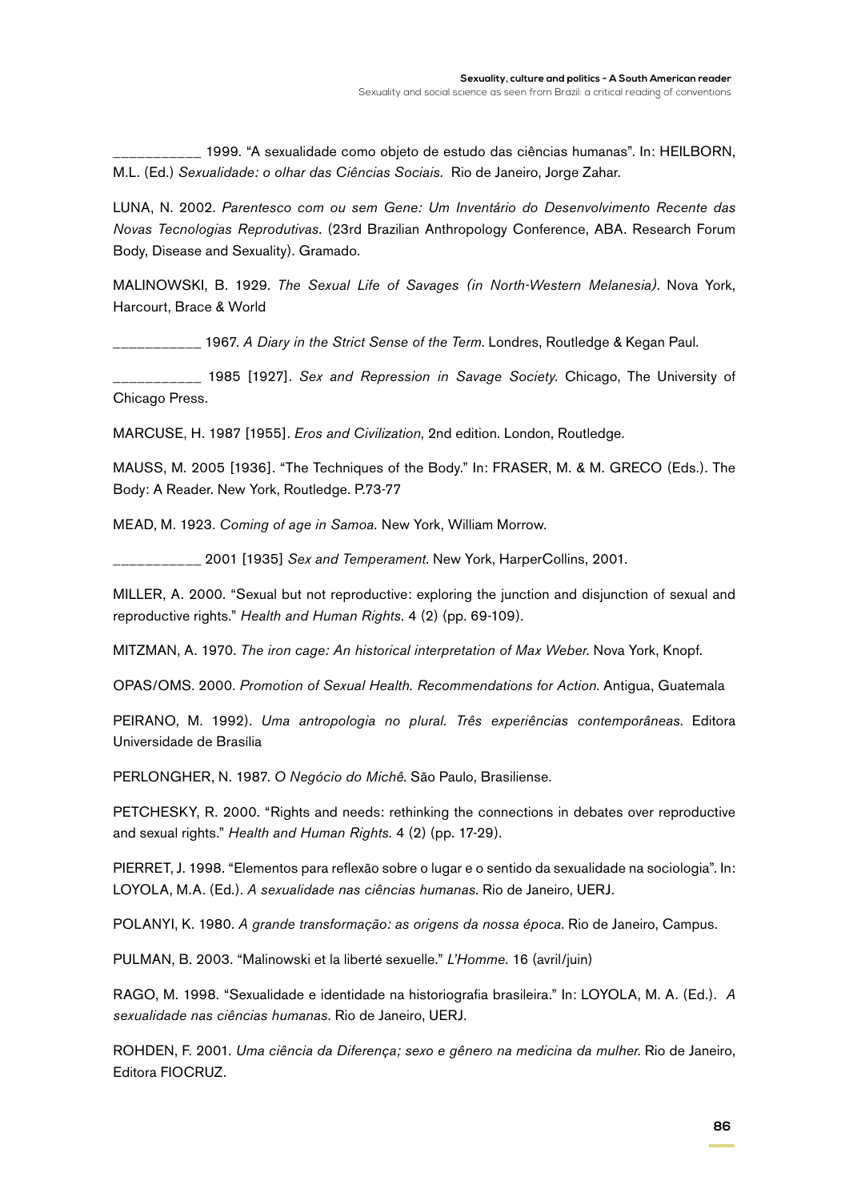___________ 1999. "A sexualidade como objeto de estudo das ciências humanas". In: HEILBORN, M.L. (Ed.) *Sexualidade: o olhar das Ciências Sociais.* Rio de Janeiro, Jorge Zahar.

LUNA, N. 2002. *Parentesco com ou sem Gene: Um Inventário do Desenvolvimento Recente das Novas Tecnologias Reprodutivas*. (23rd Brazilian Anthropology Conference, ABA. Research Forum Body, Disease and Sexuality). Gramado.

MALINOWSKI, B. 1929. *The Sexual Life of Savages (in North-Western Melanesia)*. Nova York, Harcourt, Brace & World

___________ 1967. *A Diary in the Strict Sense of the Term*. Londres, Routledge & Kegan Paul.

___________ 1985 [1927]. *Sex and Repression in Savage Society.* Chicago, The University of Chicago Press.

MARCUSE, H. 1987 [1955]. *Eros and Civilization*, 2nd edition. London, Routledge.

MAUSS, M. 2005 [1936]. "The Techniques of the Body." In: FRASER, M. & M. GRECO (Eds.). The Body: A Reader. New York, Routledge. P.73-77

MEAD, M. 1923. *Coming of age in Samoa.* New York, William Morrow.

___________ 2001 [1935] *Sex and Temperament*. New York, HarperCollins, 2001.

MILLER, A. 2000. "Sexual but not reproductive: exploring the junction and disjunction of sexual and reproductive rights." *Health and Human Rights.* 4 (2) (pp. 69-109).

MITZMAN, A. 1970. *The iron cage: An historical interpretation of Max Weber.* Nova York, Knopf.

OPAS/OMS. 2000. *Promotion of Sexual Health. Recommendations for Action*. Antigua, Guatemala

PEIRANO, M. 1992). *Uma antropologia no plural. Três experiências contemporâneas.* Editora Universidade de Brasília

PERLONGHER, N. 1987. *O Negócio do Michê*. São Paulo, Brasiliense.

PETCHESKY, R. 2000. "Rights and needs: rethinking the connections in debates over reproductive and sexual rights." *Health and Human Rights.* 4 (2) (pp. 17-29).

PIERRET, J. 1998. "Elementos para reflexão sobre o lugar e o sentido da sexualidade na sociologia". In: LOYOLA, M.A. (Ed.). *A sexualidade nas ciências humanas*. Rio de Janeiro, UERJ.

POLANYI, K. 1980. *A grande transformação: as origens da nossa época*. Rio de Janeiro, Campus.

PULMAN, B. 2003. "Malinowski et la liberté sexuelle." *L'Homme.* 16 (avril/juin)

RAGO, M. 1998. "Sexualidade e identidade na historiografia brasileira." In: LOYOLA, M. A. (Ed.). *A sexualidade nas ciências humanas*. Rio de Janeiro, UERJ.

ROHDEN, F. 2001. *Uma ciência da Diferença; sexo e gênero na medicina da mulher.* Rio de Janeiro, Editora FIOCRUZ.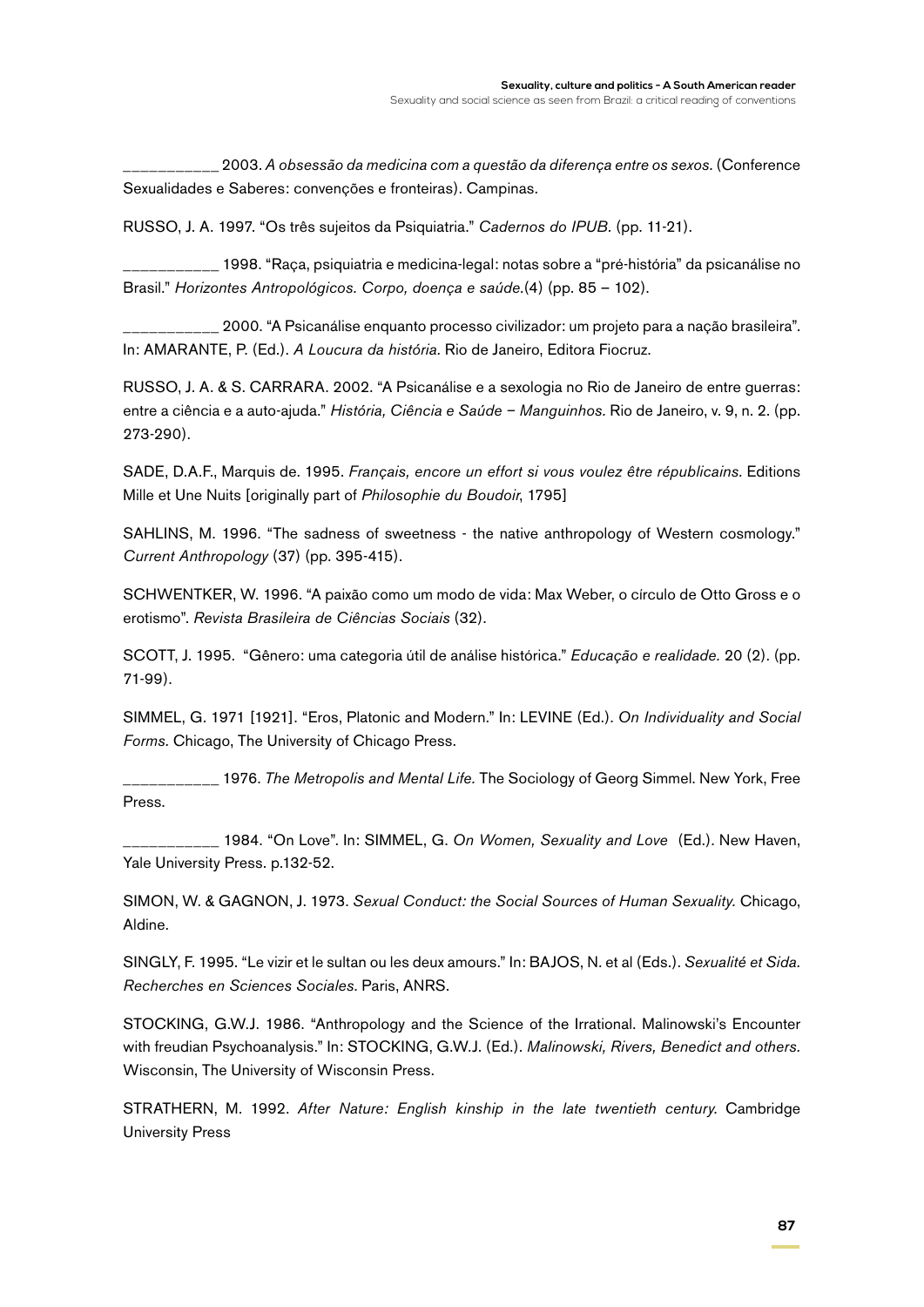___________ 2003. *A obsessão da medicina com a questão da diferença entre os sexos.* (Conference Sexualidades e Saberes: convenções e fronteiras). Campinas.

RUSSO, J. A. 1997. "Os três sujeitos da Psiquiatria." *Cadernos do IPUB.* (pp. 11-21).

___________ 1998. "Raça, psiquiatria e medicina-legal: notas sobre a "pré-história" da psicanálise no Brasil." *Horizontes Antropológicos. Corpo, doença e saúde.*(4) (pp. 85 – 102).

___________ 2000. "A Psicanálise enquanto processo civilizador: um projeto para a nação brasileira". In: AMARANTE, P. (Ed.). *A Loucura da história.* Rio de Janeiro, Editora Fiocruz.

RUSSO, J. A. & S. CARRARA. 2002. "A Psicanálise e a sexologia no Rio de Janeiro de entre guerras: entre a ciência e a auto-ajuda." *História, Ciência e Saúde – Manguinhos.* Rio de Janeiro, v. 9, n. 2. (pp. 273-290).

SADE, D.A.F., Marquis de. 1995. *Français, encore un effort si vous voulez être républicains.* Editions Mille et Une Nuits [originally part of *Philosophie du Boudoir*, 1795]

SAHLINS, M. 1996. "The sadness of sweetness - the native anthropology of Western cosmology." *Current Anthropology* (37) (pp. 395-415).

SCHWENTKER, W. 1996. "A paixão como um modo de vida: Max Weber, o círculo de Otto Gross e o erotismo". *Revista Brasileira de Ciências Sociais* (32).

SCOTT, J. 1995. "Gênero: uma categoria útil de análise histórica." *Educação e realidade.* 20 (2). (pp. 71-99).

SIMMEL, G. 1971 [1921]. "Eros, Platonic and Modern." In: LEVINE (Ed.). *On Individuality and Social Forms.* Chicago, The University of Chicago Press.

___________ 1976. *The Metropolis and Mental Life.* The Sociology of Georg Simmel. New York, Free Press.

___________ 1984. "On Love". In: SIMMEL, G. *On Women, Sexuality and Love* (Ed.). New Haven, Yale University Press. p.132-52.

SIMON, W. & GAGNON, J. 1973. *Sexual Conduct: the Social Sources of Human Sexuality.* Chicago, Aldine.

SINGLY, F. 1995. "Le vizir et le sultan ou les deux amours." In: BAJOS, N. et al (Eds.). *Sexualité et Sida. Recherches en Sciences Sociales.* Paris, ANRS.

STOCKING, G.W.J. 1986. "Anthropology and the Science of the Irrational. Malinowski's Encounter with freudian Psychoanalysis." In: STOCKING, G.W.J. (Ed.). *Malinowski, Rivers, Benedict and others.* Wisconsin, The University of Wisconsin Press.

STRATHERN, M. 1992. *After Nature: English kinship in the late twentieth century.* Cambridge University Press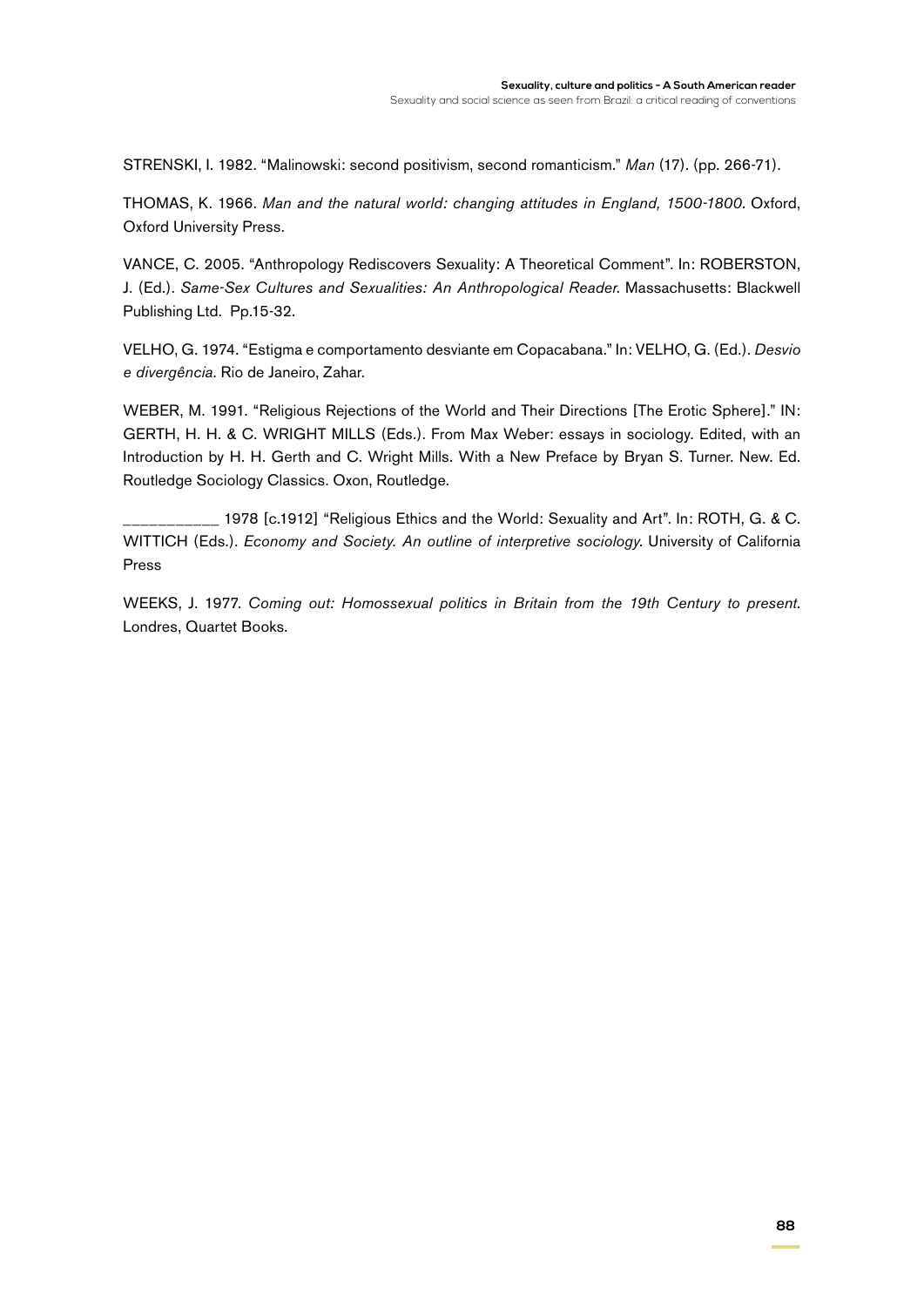STRENSKI, I. 1982. "Malinowski: second positivism, second romanticism." *Man* (17). (pp. 266-71).

THOMAS, K. 1966. *Man and the natural world: changing attitudes in England, 1500-1800*. Oxford, Oxford University Press.

VANCE, C. 2005. "Anthropology Rediscovers Sexuality: A Theoretical Comment". In: ROBERSTON, J. (Ed.). *Same-Sex Cultures and Sexualities: An Anthropological Reader*. Massachusetts: Blackwell Publishing Ltd. Pp.15-32.

VELHO, G. 1974. "Estigma e comportamento desviante em Copacabana." In: VELHO, G. (Ed.). *Desvio e divergência*. Rio de Janeiro, Zahar.

WEBER, M. 1991. "Religious Rejections of the World and Their Directions [The Erotic Sphere]." IN: GERTH, H. H. & C. WRIGHT MILLS (Eds.). From Max Weber: essays in sociology. Edited, with an Introduction by H. H. Gerth and C. Wright Mills. With a New Preface by Bryan S. Turner. New. Ed. Routledge Sociology Classics. Oxon, Routledge.

___________ 1978 [c.1912] "Religious Ethics and the World: Sexuality and Art". In: ROTH, G. & C. WITTICH (Eds.). *Economy and Society. An outline of interpretive sociology*. University of California Press

WEEKS, J. 1977. *Coming out: Homossexual politics in Britain from the 19th Century to present*. Londres, Quartet Books.